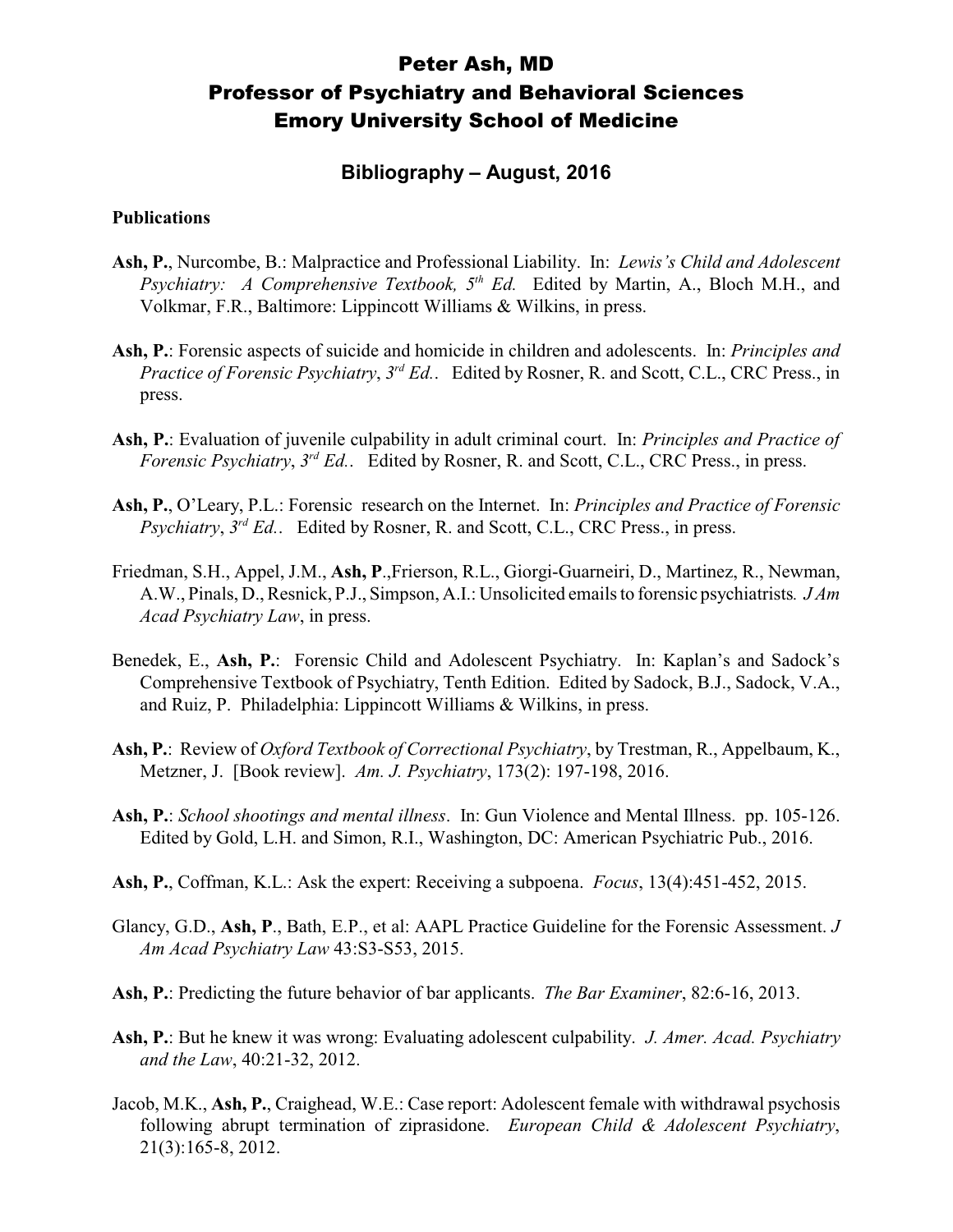# Peter Ash, MD
# Professor of Psychiatry and Behavioral Sciences
# Emory University School of Medicine

## Bibliography – August, 2016

### Publications

**Ash, P.**, Nurcombe, B.: Malpractice and Professional Liability. In: *Lewis's Child and Adolescent Psychiatry: A Comprehensive Textbook, 5th Ed.* Edited by Martin, A., Bloch M.H., and Volkmar, F.R., Baltimore: Lippincott Williams & Wilkins, in press.

**Ash, P.**: Forensic aspects of suicide and homicide in children and adolescents. In: *Principles and Practice of Forensic Psychiatry*, *3rd Ed.*. Edited by Rosner, R. and Scott, C.L., CRC Press., in press.

**Ash, P.**: Evaluation of juvenile culpability in adult criminal court. In: *Principles and Practice of Forensic Psychiatry*, *3rd Ed.*. Edited by Rosner, R. and Scott, C.L., CRC Press., in press.

**Ash, P.**, O'Leary, P.L.: Forensic research on the Internet. In: *Principles and Practice of Forensic Psychiatry*, *3rd Ed.*. Edited by Rosner, R. and Scott, C.L., CRC Press., in press.

Friedman, S.H., Appel, J.M., **Ash, P.**,Frierson, R.L., Giorgi-Guarneiri, D., Martinez, R., Newman, A.W., Pinals, D., Resnick, P.J., Simpson, A.I.: Unsolicited emails to forensic psychiatrists*. J Am Acad Psychiatry Law*, in press.

Benedek, E., **Ash, P.**: Forensic Child and Adolescent Psychiatry. In: Kaplan's and Sadock's Comprehensive Textbook of Psychiatry, Tenth Edition. Edited by Sadock, B.J., Sadock, V.A., and Ruiz, P. Philadelphia: Lippincott Williams & Wilkins, in press.

**Ash, P.**: Review of *Oxford Textbook of Correctional Psychiatry*, by Trestman, R., Appelbaum, K., Metzner, J. [Book review]. *Am. J. Psychiatry*, 173(2): 197-198, 2016.

**Ash, P.**: *School shootings and mental illness*. In: Gun Violence and Mental Illness. pp. 105-126. Edited by Gold, L.H. and Simon, R.I., Washington, DC: American Psychiatric Pub., 2016.

**Ash, P.**, Coffman, K.L.: Ask the expert: Receiving a subpoena. *Focus*, 13(4):451-452, 2015.

Glancy, G.D., **Ash, P**., Bath, E.P., et al: AAPL Practice Guideline for the Forensic Assessment. *J Am Acad Psychiatry Law* 43:S3-S53, 2015.

**Ash, P.**: Predicting the future behavior of bar applicants. *The Bar Examiner*, 82:6-16, 2013.

**Ash, P.**: But he knew it was wrong: Evaluating adolescent culpability. *J. Amer. Acad. Psychiatry and the Law*, 40:21-32, 2012.

Jacob, M.K., **Ash, P.**, Craighead, W.E.: Case report: Adolescent female with withdrawal psychosis following abrupt termination of ziprasidone. *European Child & Adolescent Psychiatry*, 21(3):165-8, 2012.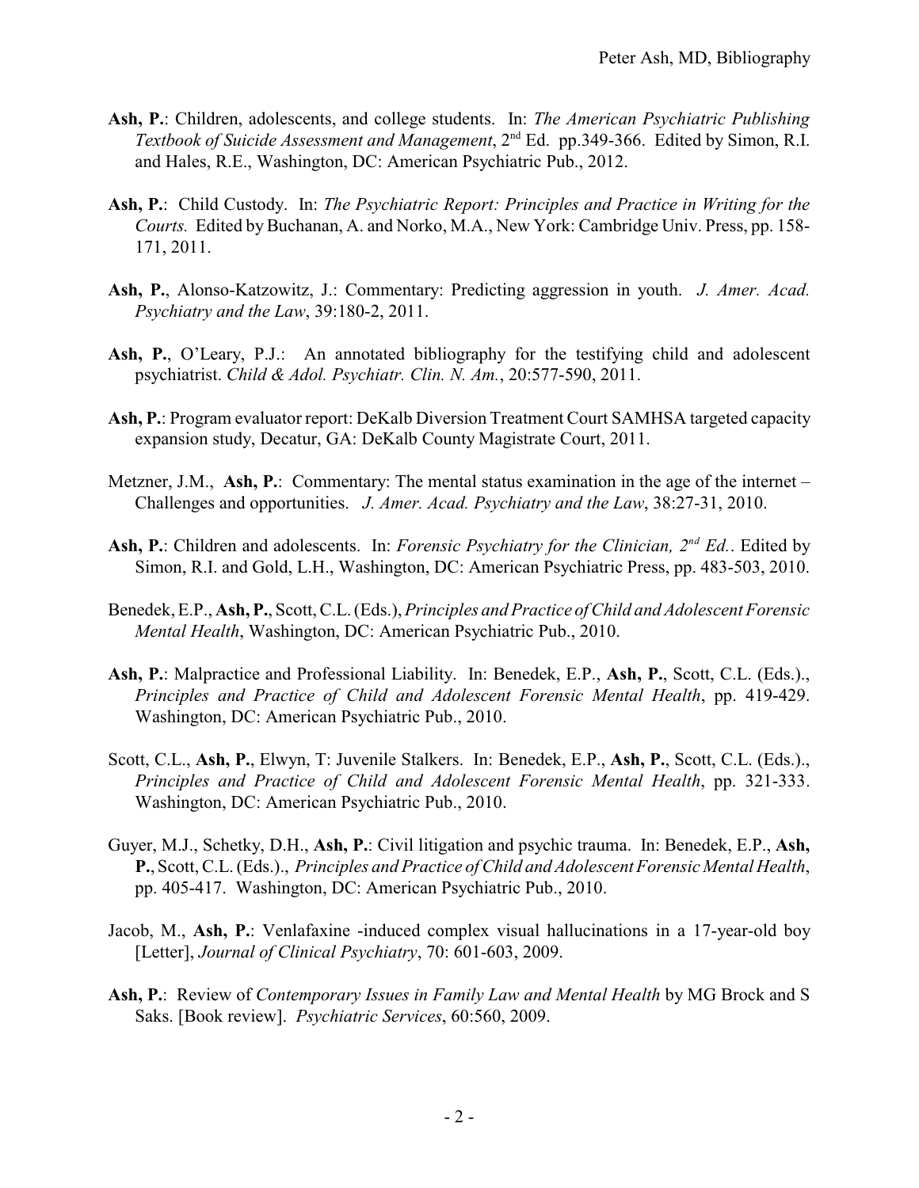**Ash, P.**: Children, adolescents, and college students. In: *The American Psychiatric Publishing Textbook of Suicide Assessment and Management*, 2nd Ed. pp.349-366. Edited by Simon, R.I. and Hales, R.E., Washington, DC: American Psychiatric Pub., 2012.

**Ash, P.**: Child Custody. In: *The Psychiatric Report: Principles and Practice in Writing for the Courts.* Edited by Buchanan, A. and Norko, M.A., New York: Cambridge Univ. Press, pp. 158-171, 2011.

**Ash, P.**, Alonso-Katzowitz, J.: Commentary: Predicting aggression in youth. *J. Amer. Acad. Psychiatry and the Law*, 39:180-2, 2011.

**Ash, P.**, O'Leary, P.J.: An annotated bibliography for the testifying child and adolescent psychiatrist. *Child & Adol. Psychiatr. Clin. N. Am.*, 20:577-590, 2011.

**Ash, P.**: Program evaluator report: DeKalb Diversion Treatment Court SAMHSA targeted capacity expansion study, Decatur, GA: DeKalb County Magistrate Court, 2011.

Metzner, J.M., **Ash, P.**: Commentary: The mental status examination in the age of the internet – Challenges and opportunities. *J. Amer. Acad. Psychiatry and the Law*, 38:27-31, 2010.

**Ash, P.**: Children and adolescents. In: *Forensic Psychiatry for the Clinician, 2nd Ed.*. Edited by Simon, R.I. and Gold, L.H., Washington, DC: American Psychiatric Press, pp. 483-503, 2010.

Benedek, E.P., **Ash, P.**, Scott, C.L. (Eds.), *Principles and Practice of Child and Adolescent Forensic Mental Health*, Washington, DC: American Psychiatric Pub., 2010.

**Ash, P.**: Malpractice and Professional Liability. In: Benedek, E.P., **Ash, P.**, Scott, C.L. (Eds.)., *Principles and Practice of Child and Adolescent Forensic Mental Health*, pp. 419-429. Washington, DC: American Psychiatric Pub., 2010.

Scott, C.L., **Ash, P.**, Elwyn, T: Juvenile Stalkers. In: Benedek, E.P., **Ash, P.**, Scott, C.L. (Eds.)., *Principles and Practice of Child and Adolescent Forensic Mental Health*, pp. 321-333. Washington, DC: American Psychiatric Pub., 2010.

Guyer, M.J., Schetky, D.H., **Ash, P.**: Civil litigation and psychic trauma. In: Benedek, E.P., **Ash, P.**, Scott, C.L. (Eds.)., *Principles and Practice of Child and Adolescent Forensic Mental Health*, pp. 405-417. Washington, DC: American Psychiatric Pub., 2010.

Jacob, M., **Ash, P.**: Venlafaxine -induced complex visual hallucinations in a 17-year-old boy [Letter], *Journal of Clinical Psychiatry*, 70: 601-603, 2009.

**Ash, P.**: Review of *Contemporary Issues in Family Law and Mental Health* by MG Brock and S Saks. [Book review]. *Psychiatric Services*, 60:560, 2009.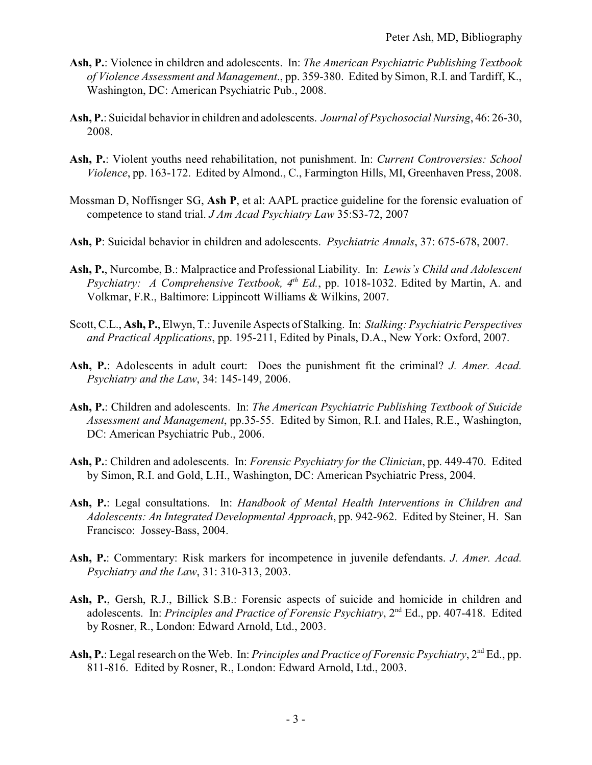**Ash, P.**: Violence in children and adolescents. In: *The American Psychiatric Publishing Textbook of Violence Assessment and Management*., pp. 359-380. Edited by Simon, R.I. and Tardiff, K., Washington, DC: American Psychiatric Pub., 2008.

**Ash, P.**: Suicidal behavior in children and adolescents. *Journal of Psychosocial Nursing*, 46: 26-30, 2008.

**Ash, P.**: Violent youths need rehabilitation, not punishment. In: *Current Controversies: School Violence*, pp. 163-172. Edited by Almond., C., Farmington Hills, MI, Greenhaven Press, 2008.

Mossman D, Noffisnger SG, **Ash P**, et al: AAPL practice guideline for the forensic evaluation of competence to stand trial. *J Am Acad Psychiatry Law* 35:S3-72, 2007

**Ash, P**: Suicidal behavior in children and adolescents. *Psychiatric Annals*, 37: 675-678, 2007.

**Ash, P.**, Nurcombe, B.: Malpractice and Professional Liability. In: *Lewis's Child and Adolescent Psychiatry: A Comprehensive Textbook, 4th Ed.*, pp. 1018-1032. Edited by Martin, A. and Volkmar, F.R., Baltimore: Lippincott Williams & Wilkins, 2007.

Scott, C.L., **Ash, P.**, Elwyn, T.: Juvenile Aspects of Stalking. In: *Stalking: Psychiatric Perspectives and Practical Applications*, pp. 195-211, Edited by Pinals, D.A., New York: Oxford, 2007.

**Ash, P.**: Adolescents in adult court: Does the punishment fit the criminal? *J. Amer. Acad. Psychiatry and the Law*, 34: 145-149, 2006.

**Ash, P.**: Children and adolescents. In: *The American Psychiatric Publishing Textbook of Suicide Assessment and Management*, pp.35-55. Edited by Simon, R.I. and Hales, R.E., Washington, DC: American Psychiatric Pub., 2006.

**Ash, P.**: Children and adolescents. In: *Forensic Psychiatry for the Clinician*, pp. 449-470. Edited by Simon, R.I. and Gold, L.H., Washington, DC: American Psychiatric Press, 2004.

**Ash, P.**: Legal consultations. In: *Handbook of Mental Health Interventions in Children and Adolescents: An Integrated Developmental Approach*, pp. 942-962. Edited by Steiner, H. San Francisco: Jossey-Bass, 2004.

**Ash, P.**: Commentary: Risk markers for incompetence in juvenile defendants. *J. Amer. Acad. Psychiatry and the Law*, 31: 310-313, 2003.

**Ash, P.**, Gersh, R.J., Billick S.B.: Forensic aspects of suicide and homicide in children and adolescents. In: *Principles and Practice of Forensic Psychiatry*, 2nd Ed., pp. 407-418. Edited by Rosner, R., London: Edward Arnold, Ltd., 2003.

**Ash, P.**: Legal research on the Web. In: *Principles and Practice of Forensic Psychiatry*, 2nd Ed., pp. 811-816. Edited by Rosner, R., London: Edward Arnold, Ltd., 2003.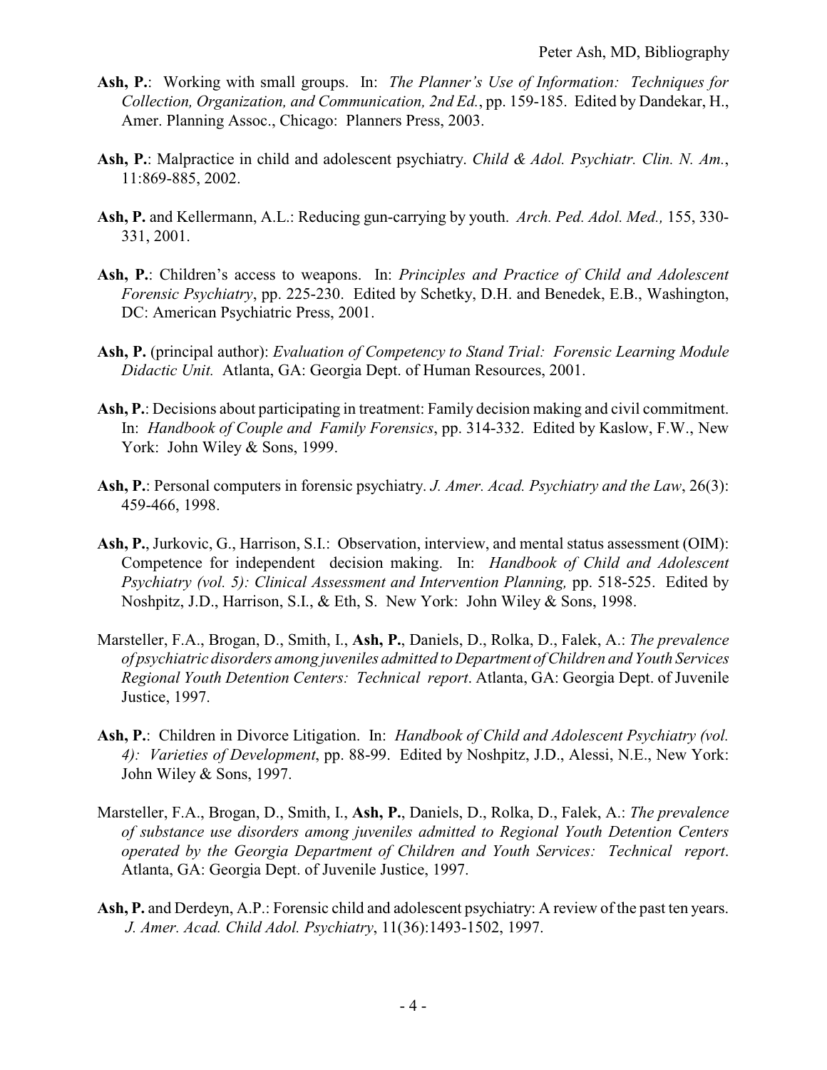**Ash, P.**: Working with small groups. In: *The Planner's Use of Information: Techniques for Collection, Organization, and Communication, 2nd Ed.*, pp. 159-185. Edited by Dandekar, H., Amer. Planning Assoc., Chicago: Planners Press, 2003.

**Ash, P.**: Malpractice in child and adolescent psychiatry. *Child & Adol. Psychiatr. Clin. N. Am.*, 11:869-885, 2002.

**Ash, P.** and Kellermann, A.L.: Reducing gun-carrying by youth. *Arch. Ped. Adol. Med.,* 155, 330-331, 2001.

**Ash, P.**: Children's access to weapons. In: *Principles and Practice of Child and Adolescent Forensic Psychiatry*, pp. 225-230. Edited by Schetky, D.H. and Benedek, E.B., Washington, DC: American Psychiatric Press, 2001.

**Ash, P.** (principal author): *Evaluation of Competency to Stand Trial: Forensic Learning Module Didactic Unit.* Atlanta, GA: Georgia Dept. of Human Resources, 2001.

**Ash, P.**: Decisions about participating in treatment: Family decision making and civil commitment. In: *Handbook of Couple and Family Forensics*, pp. 314-332. Edited by Kaslow, F.W., New York: John Wiley & Sons, 1999.

**Ash, P.**: Personal computers in forensic psychiatry. *J. Amer. Acad. Psychiatry and the Law*, 26(3): 459-466, 1998.

**Ash, P.**, Jurkovic, G., Harrison, S.I.: Observation, interview, and mental status assessment (OIM): Competence for independent decision making. In: *Handbook of Child and Adolescent Psychiatry (vol. 5): Clinical Assessment and Intervention Planning,* pp. 518-525. Edited by Noshpitz, J.D., Harrison, S.I., & Eth, S. New York: John Wiley & Sons, 1998.

Marsteller, F.A., Brogan, D., Smith, I., **Ash, P.**, Daniels, D., Rolka, D., Falek, A.: *The prevalence of psychiatric disorders among juveniles admitted to Department of Children and Youth Services Regional Youth Detention Centers: Technical report*. Atlanta, GA: Georgia Dept. of Juvenile Justice, 1997.

**Ash, P.**: Children in Divorce Litigation. In: *Handbook of Child and Adolescent Psychiatry (vol. 4): Varieties of Development*, pp. 88-99. Edited by Noshpitz, J.D., Alessi, N.E., New York: John Wiley & Sons, 1997.

Marsteller, F.A., Brogan, D., Smith, I., **Ash, P.**, Daniels, D., Rolka, D., Falek, A.: *The prevalence of substance use disorders among juveniles admitted to Regional Youth Detention Centers operated by the Georgia Department of Children and Youth Services: Technical report*. Atlanta, GA: Georgia Dept. of Juvenile Justice, 1997.

**Ash, P.** and Derdeyn, A.P.: Forensic child and adolescent psychiatry: A review of the past ten years. *J. Amer. Acad. Child Adol. Psychiatry*, 11(36):1493-1502, 1997.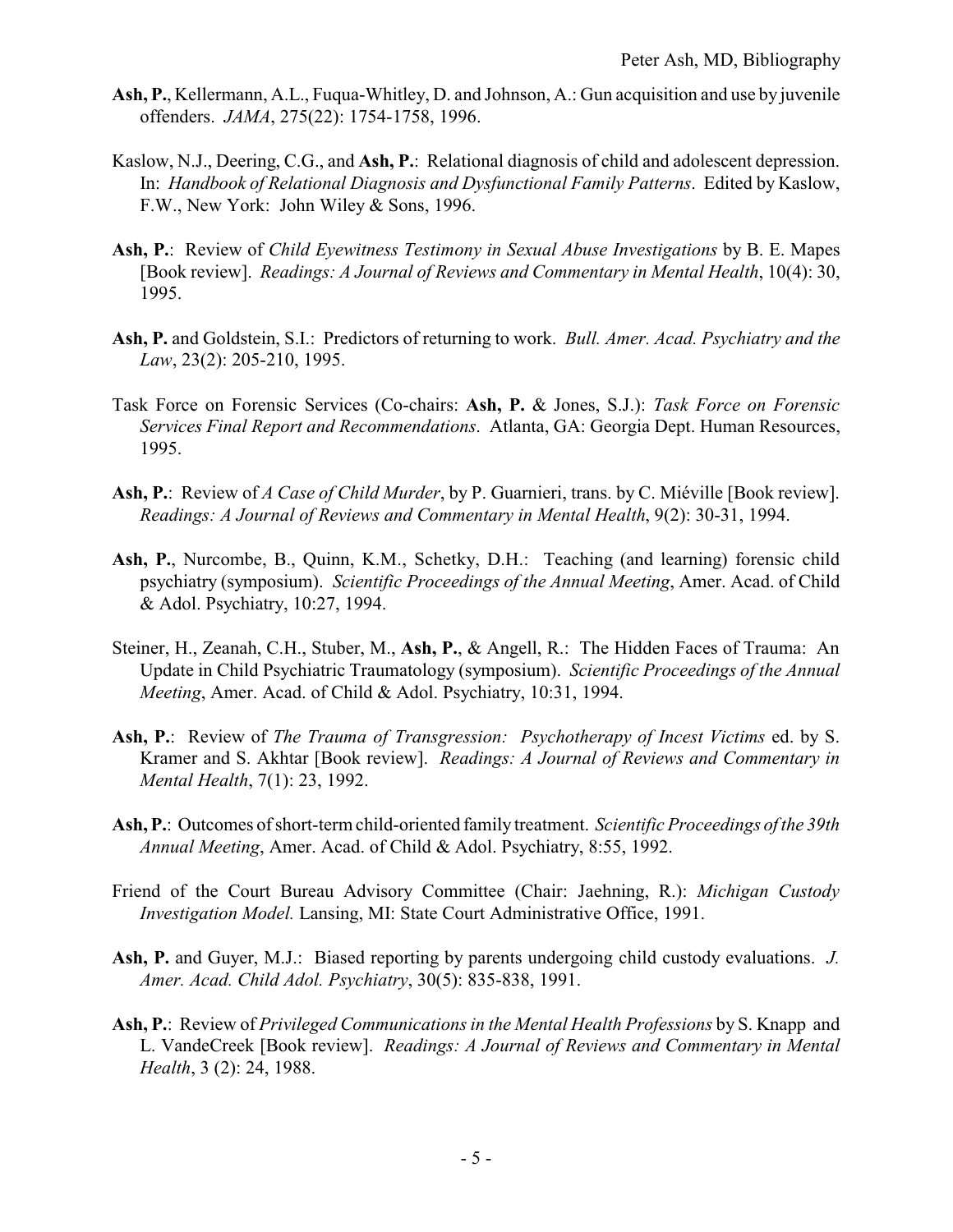**Ash, P.**, Kellermann, A.L., Fuqua-Whitley, D. and Johnson, A.: Gun acquisition and use by juvenile offenders. *JAMA*, 275(22): 1754-1758, 1996.

Kaslow, N.J., Deering, C.G., and **Ash, P.**: Relational diagnosis of child and adolescent depression. In: *Handbook of Relational Diagnosis and Dysfunctional Family Patterns*. Edited by Kaslow, F.W., New York: John Wiley & Sons, 1996.

**Ash, P.**: Review of *Child Eyewitness Testimony in Sexual Abuse Investigations* by B. E. Mapes [Book review]. *Readings: A Journal of Reviews and Commentary in Mental Health*, 10(4): 30, 1995.

**Ash, P.** and Goldstein, S.I.: Predictors of returning to work. *Bull. Amer. Acad. Psychiatry and the Law*, 23(2): 205-210, 1995.

Task Force on Forensic Services (Co-chairs: **Ash, P.** & Jones, S.J.): *Task Force on Forensic Services Final Report and Recommendations*. Atlanta, GA: Georgia Dept. Human Resources, 1995.

**Ash, P.**: Review of *A Case of Child Murder*, by P. Guarnieri, trans. by C. Miéville [Book review]. *Readings: A Journal of Reviews and Commentary in Mental Health*, 9(2): 30-31, 1994.

**Ash, P.**, Nurcombe, B., Quinn, K.M., Schetky, D.H.: Teaching (and learning) forensic child psychiatry (symposium). *Scientific Proceedings of the Annual Meeting*, Amer. Acad. of Child & Adol. Psychiatry, 10:27, 1994.

Steiner, H., Zeanah, C.H., Stuber, M., **Ash, P.**, & Angell, R.: The Hidden Faces of Trauma: An Update in Child Psychiatric Traumatology (symposium). *Scientific Proceedings of the Annual Meeting*, Amer. Acad. of Child & Adol. Psychiatry, 10:31, 1994.

**Ash, P.**: Review of *The Trauma of Transgression: Psychotherapy of Incest Victims* ed. by S. Kramer and S. Akhtar [Book review]. *Readings: A Journal of Reviews and Commentary in Mental Health*, 7(1): 23, 1992.

**Ash, P.**: Outcomes of short-term child-oriented family treatment. *Scientific Proceedings of the 39th Annual Meeting*, Amer. Acad. of Child & Adol. Psychiatry, 8:55, 1992.

Friend of the Court Bureau Advisory Committee (Chair: Jaehning, R.): *Michigan Custody Investigation Model.* Lansing, MI: State Court Administrative Office, 1991.

**Ash, P.** and Guyer, M.J.: Biased reporting by parents undergoing child custody evaluations. *J. Amer. Acad. Child Adol. Psychiatry*, 30(5): 835-838, 1991.

**Ash, P.**: Review of *Privileged Communications in the Mental Health Professions* by S. Knapp and L. VandeCreek [Book review]. *Readings: A Journal of Reviews and Commentary in Mental Health*, 3 (2): 24, 1988.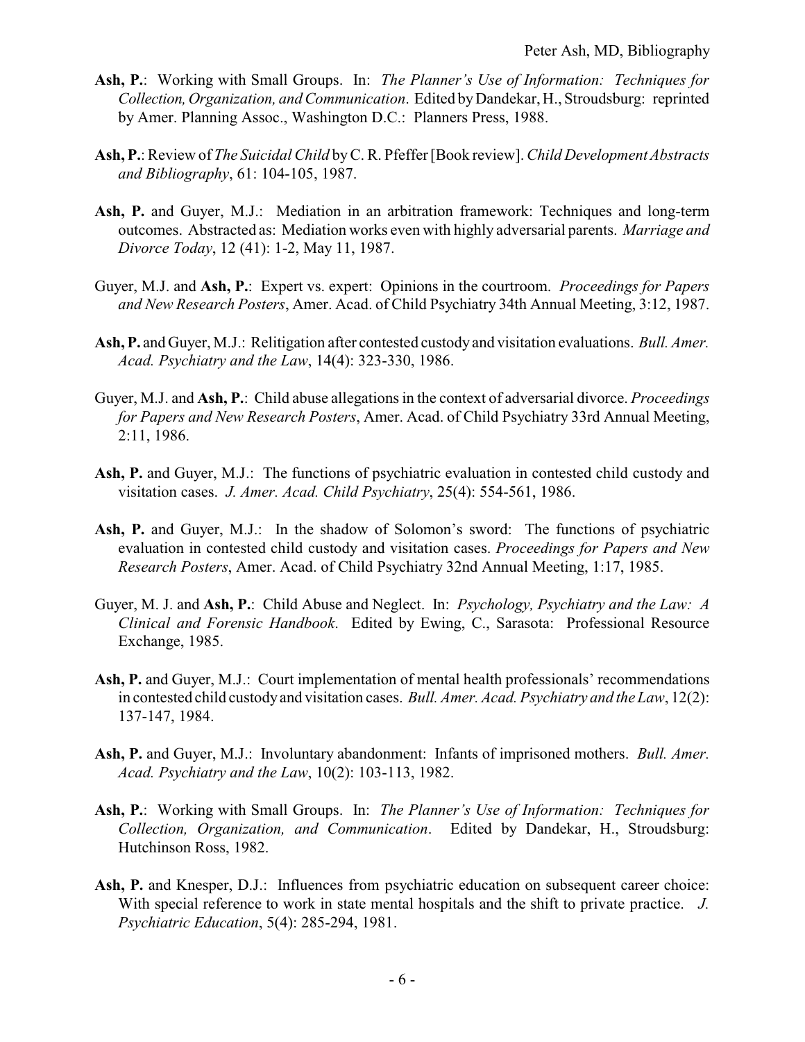**Ash, P.**: Working with Small Groups. In: *The Planner's Use of Information: Techniques for Collection, Organization, and Communication*. Edited by Dandekar, H., Stroudsburg: reprinted by Amer. Planning Assoc., Washington D.C.: Planners Press, 1988.

**Ash, P.**: Review of *The Suicidal Child* by C. R. Pfeffer [Book review]. *Child Development Abstracts and Bibliography*, 61: 104-105, 1987.

**Ash, P.** and Guyer, M.J.: Mediation in an arbitration framework: Techniques and long-term outcomes. Abstracted as: Mediation works even with highly adversarial parents. *Marriage and Divorce Today*, 12 (41): 1-2, May 11, 1987.

Guyer, M.J. and **Ash, P.**: Expert vs. expert: Opinions in the courtroom. *Proceedings for Papers and New Research Posters*, Amer. Acad. of Child Psychiatry 34th Annual Meeting, 3:12, 1987.

**Ash, P.** and Guyer, M.J.: Relitigation after contested custody and visitation evaluations. *Bull. Amer. Acad. Psychiatry and the Law*, 14(4): 323-330, 1986.

Guyer, M.J. and **Ash, P.**: Child abuse allegations in the context of adversarial divorce. *Proceedings for Papers and New Research Posters*, Amer. Acad. of Child Psychiatry 33rd Annual Meeting, 2:11, 1986.

**Ash, P.** and Guyer, M.J.: The functions of psychiatric evaluation in contested child custody and visitation cases. *J. Amer. Acad. Child Psychiatry*, 25(4): 554-561, 1986.

**Ash, P.** and Guyer, M.J.: In the shadow of Solomon's sword: The functions of psychiatric evaluation in contested child custody and visitation cases. *Proceedings for Papers and New Research Posters*, Amer. Acad. of Child Psychiatry 32nd Annual Meeting, 1:17, 1985.

Guyer, M. J. and **Ash, P.**: Child Abuse and Neglect. In: *Psychology, Psychiatry and the Law: A Clinical and Forensic Handbook*. Edited by Ewing, C., Sarasota: Professional Resource Exchange, 1985.

**Ash, P.** and Guyer, M.J.: Court implementation of mental health professionals' recommendations in contested child custody and visitation cases. *Bull. Amer. Acad. Psychiatry and the Law*, 12(2): 137-147, 1984.

**Ash, P.** and Guyer, M.J.: Involuntary abandonment: Infants of imprisoned mothers. *Bull. Amer. Acad. Psychiatry and the Law*, 10(2): 103-113, 1982.

**Ash, P.**: Working with Small Groups. In: *The Planner's Use of Information: Techniques for Collection, Organization, and Communication*. Edited by Dandekar, H., Stroudsburg: Hutchinson Ross, 1982.

**Ash, P.** and Knesper, D.J.: Influences from psychiatric education on subsequent career choice: With special reference to work in state mental hospitals and the shift to private practice. *J. Psychiatric Education*, 5(4): 285-294, 1981.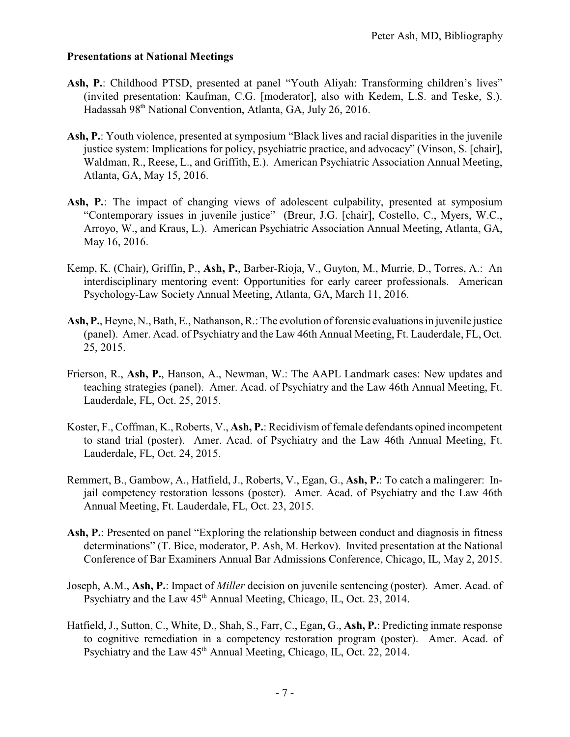### Presentations at National Meetings

**Ash, P.**: Childhood PTSD, presented at panel "Youth Aliyah: Transforming children's lives" (invited presentation: Kaufman, C.G. [moderator], also with Kedem, L.S. and Teske, S.). Hadassah 98th National Convention, Atlanta, GA, July 26, 2016.

**Ash, P.**: Youth violence, presented at symposium "Black lives and racial disparities in the juvenile justice system: Implications for policy, psychiatric practice, and advocacy" (Vinson, S. [chair], Waldman, R., Reese, L., and Griffith, E.). American Psychiatric Association Annual Meeting, Atlanta, GA, May 15, 2016.

**Ash, P.**: The impact of changing views of adolescent culpability, presented at symposium "Contemporary issues in juvenile justice" (Breur, J.G. [chair], Costello, C., Myers, W.C., Arroyo, W., and Kraus, L.). American Psychiatric Association Annual Meeting, Atlanta, GA, May 16, 2016.

Kemp, K. (Chair), Griffin, P., **Ash, P.**, Barber-Rioja, V., Guyton, M., Murrie, D., Torres, A.: An interdisciplinary mentoring event: Opportunities for early career professionals. American Psychology-Law Society Annual Meeting, Atlanta, GA, March 11, 2016.

**Ash, P.**, Heyne, N., Bath, E., Nathanson, R.: The evolution of forensic evaluations in juvenile justice (panel). Amer. Acad. of Psychiatry and the Law 46th Annual Meeting, Ft. Lauderdale, FL, Oct. 25, 2015.

Frierson, R., **Ash, P.**, Hanson, A., Newman, W.: The AAPL Landmark cases: New updates and teaching strategies (panel). Amer. Acad. of Psychiatry and the Law 46th Annual Meeting, Ft. Lauderdale, FL, Oct. 25, 2015.

Koster, F., Coffman, K., Roberts, V., **Ash, P.**: Recidivism of female defendants opined incompetent to stand trial (poster). Amer. Acad. of Psychiatry and the Law 46th Annual Meeting, Ft. Lauderdale, FL, Oct. 24, 2015.

Remmert, B., Gambow, A., Hatfield, J., Roberts, V., Egan, G., **Ash, P.**: To catch a malingerer: In-jail competency restoration lessons (poster). Amer. Acad. of Psychiatry and the Law 46th Annual Meeting, Ft. Lauderdale, FL, Oct. 23, 2015.

**Ash, P.**: Presented on panel "Exploring the relationship between conduct and diagnosis in fitness determinations" (T. Bice, moderator, P. Ash, M. Herkov). Invited presentation at the National Conference of Bar Examiners Annual Bar Admissions Conference, Chicago, IL, May 2, 2015.

Joseph, A.M., **Ash, P.**: Impact of *Miller* decision on juvenile sentencing (poster). Amer. Acad. of Psychiatry and the Law 45th Annual Meeting, Chicago, IL, Oct. 23, 2014.

Hatfield, J., Sutton, C., White, D., Shah, S., Farr, C., Egan, G., **Ash, P.**: Predicting inmate response to cognitive remediation in a competency restoration program (poster). Amer. Acad. of Psychiatry and the Law 45th Annual Meeting, Chicago, IL, Oct. 22, 2014.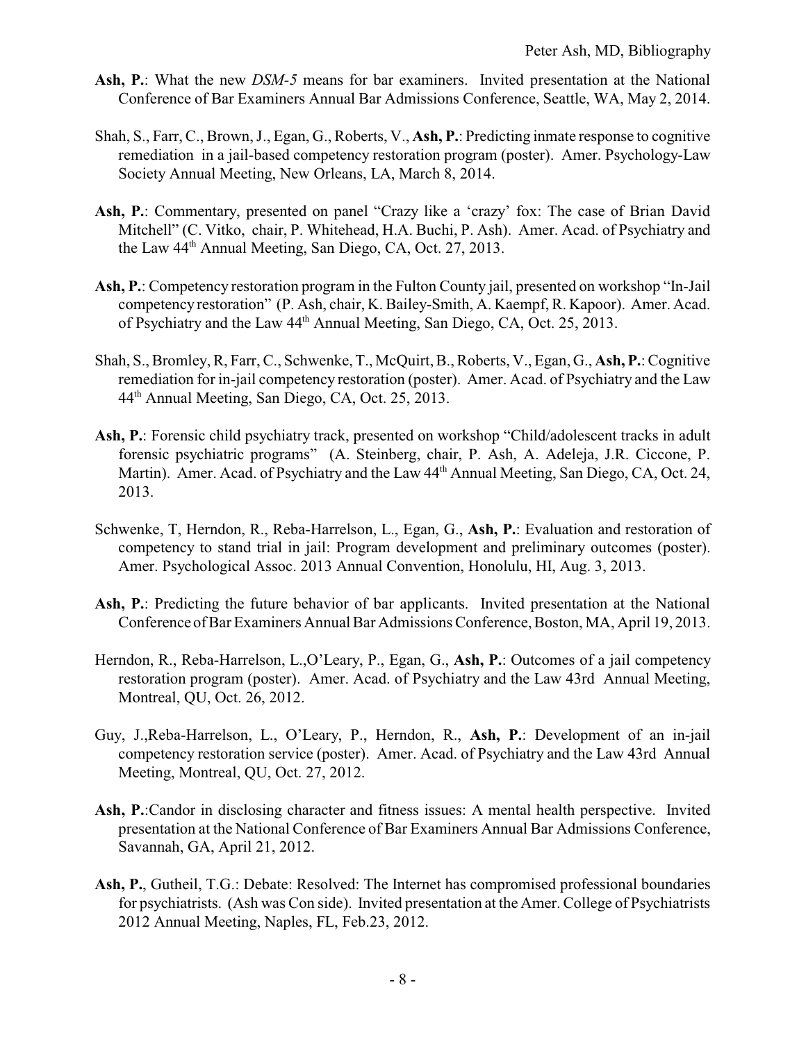**Ash, P.**: What the new *DSM-5* means for bar examiners. Invited presentation at the National Conference of Bar Examiners Annual Bar Admissions Conference, Seattle, WA, May 2, 2014.

Shah, S., Farr, C., Brown, J., Egan, G., Roberts, V., **Ash, P.**: Predicting inmate response to cognitive remediation in a jail-based competency restoration program (poster). Amer. Psychology-Law Society Annual Meeting, New Orleans, LA, March 8, 2014.

**Ash, P.**: Commentary, presented on panel "Crazy like a 'crazy' fox: The case of Brian David Mitchell" (C. Vitko, chair, P. Whitehead, H.A. Buchi, P. Ash). Amer. Acad. of Psychiatry and the Law 44th Annual Meeting, San Diego, CA, Oct. 27, 2013.

**Ash, P.**: Competency restoration program in the Fulton County jail, presented on workshop "In-Jail competency restoration" (P. Ash, chair, K. Bailey-Smith, A. Kaempf, R. Kapoor). Amer. Acad. of Psychiatry and the Law 44th Annual Meeting, San Diego, CA, Oct. 25, 2013.

Shah, S., Bromley, R, Farr, C., Schwenke, T., McQuirt, B., Roberts, V., Egan, G., **Ash, P.**: Cognitive remediation for in-jail competency restoration (poster). Amer. Acad. of Psychiatry and the Law 44th Annual Meeting, San Diego, CA, Oct. 25, 2013.

**Ash, P.**: Forensic child psychiatry track, presented on workshop "Child/adolescent tracks in adult forensic psychiatric programs" (A. Steinberg, chair, P. Ash, A. Adeleja, J.R. Ciccone, P. Martin). Amer. Acad. of Psychiatry and the Law 44th Annual Meeting, San Diego, CA, Oct. 24, 2013.

Schwenke, T, Herndon, R., Reba-Harrelson, L., Egan, G., **Ash, P.**: Evaluation and restoration of competency to stand trial in jail: Program development and preliminary outcomes (poster). Amer. Psychological Assoc. 2013 Annual Convention, Honolulu, HI, Aug. 3, 2013.

**Ash, P.**: Predicting the future behavior of bar applicants. Invited presentation at the National Conference of Bar Examiners Annual Bar Admissions Conference, Boston, MA, April 19, 2013.

Herndon, R., Reba-Harrelson, L.,O'Leary, P., Egan, G., **Ash, P.**: Outcomes of a jail competency restoration program (poster). Amer. Acad. of Psychiatry and the Law 43rd Annual Meeting, Montreal, QU, Oct. 26, 2012.

Guy, J.,Reba-Harrelson, L., O'Leary, P., Herndon, R., **Ash, P.**: Development of an in-jail competency restoration service (poster). Amer. Acad. of Psychiatry and the Law 43rd Annual Meeting, Montreal, QU, Oct. 27, 2012.

**Ash, P.**:Candor in disclosing character and fitness issues: A mental health perspective. Invited presentation at the National Conference of Bar Examiners Annual Bar Admissions Conference, Savannah, GA, April 21, 2012.

**Ash, P.**, Gutheil, T.G.: Debate: Resolved: The Internet has compromised professional boundaries for psychiatrists. (Ash was Con side). Invited presentation at the Amer. College of Psychiatrists 2012 Annual Meeting, Naples, FL, Feb.23, 2012.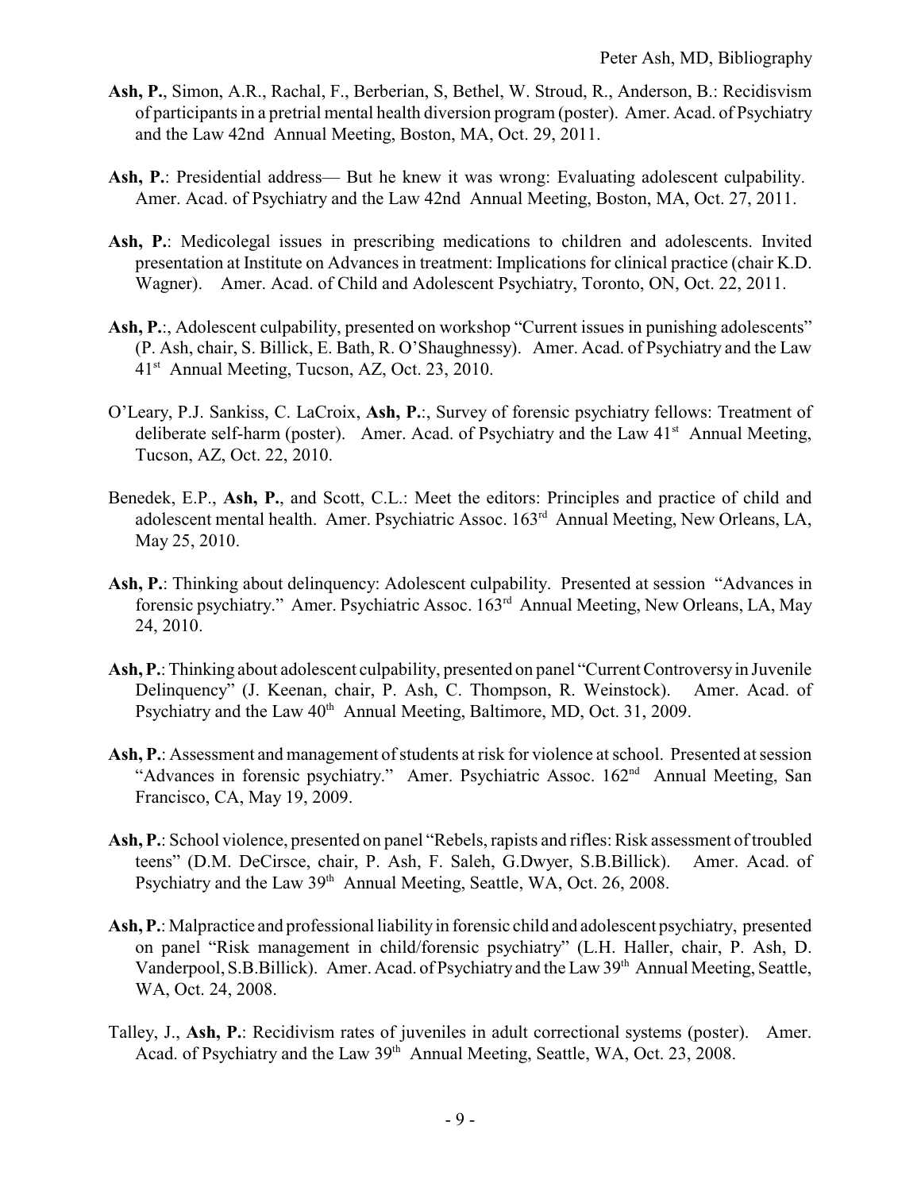**Ash, P.**, Simon, A.R., Rachal, F., Berberian, S, Bethel, W. Stroud, R., Anderson, B.: Recidisvism of participants in a pretrial mental health diversion program (poster). Amer. Acad. of Psychiatry and the Law 42nd Annual Meeting, Boston, MA, Oct. 29, 2011.

**Ash, P.**: Presidential address— But he knew it was wrong: Evaluating adolescent culpability. Amer. Acad. of Psychiatry and the Law 42nd Annual Meeting, Boston, MA, Oct. 27, 2011.

**Ash, P.**: Medicolegal issues in prescribing medications to children and adolescents. Invited presentation at Institute on Advances in treatment: Implications for clinical practice (chair K.D. Wagner). Amer. Acad. of Child and Adolescent Psychiatry, Toronto, ON, Oct. 22, 2011.

**Ash, P.**:, Adolescent culpability, presented on workshop "Current issues in punishing adolescents" (P. Ash, chair, S. Billick, E. Bath, R. O'Shaughnessy). Amer. Acad. of Psychiatry and the Law 41st Annual Meeting, Tucson, AZ, Oct. 23, 2010.

O'Leary, P.J. Sankiss, C. LaCroix, **Ash, P.**:, Survey of forensic psychiatry fellows: Treatment of deliberate self-harm (poster). Amer. Acad. of Psychiatry and the Law 41st Annual Meeting, Tucson, AZ, Oct. 22, 2010.

Benedek, E.P., **Ash, P.**, and Scott, C.L.: Meet the editors: Principles and practice of child and adolescent mental health. Amer. Psychiatric Assoc. 163rd Annual Meeting, New Orleans, LA, May 25, 2010.

**Ash, P.**: Thinking about delinquency: Adolescent culpability. Presented at session "Advances in forensic psychiatry." Amer. Psychiatric Assoc. 163rd Annual Meeting, New Orleans, LA, May 24, 2010.

**Ash, P.**: Thinking about adolescent culpability, presented on panel "Current Controversy in Juvenile Delinquency" (J. Keenan, chair, P. Ash, C. Thompson, R. Weinstock). Amer. Acad. of Psychiatry and the Law 40th Annual Meeting, Baltimore, MD, Oct. 31, 2009.

**Ash, P.**: Assessment and management of students at risk for violence at school. Presented at session "Advances in forensic psychiatry." Amer. Psychiatric Assoc. 162nd Annual Meeting, San Francisco, CA, May 19, 2009.

**Ash, P.**: School violence, presented on panel "Rebels, rapists and rifles: Risk assessment of troubled teens" (D.M. DeCirsce, chair, P. Ash, F. Saleh, G.Dwyer, S.B.Billick). Amer. Acad. of Psychiatry and the Law 39th Annual Meeting, Seattle, WA, Oct. 26, 2008.

**Ash, P.**: Malpractice and professional liability in forensic child and adolescent psychiatry, presented on panel "Risk management in child/forensic psychiatry" (L.H. Haller, chair, P. Ash, D. Vanderpool, S.B.Billick). Amer. Acad. of Psychiatry and the Law 39th Annual Meeting, Seattle, WA, Oct. 24, 2008.

Talley, J., **Ash, P.**: Recidivism rates of juveniles in adult correctional systems (poster). Amer. Acad. of Psychiatry and the Law 39th Annual Meeting, Seattle, WA, Oct. 23, 2008.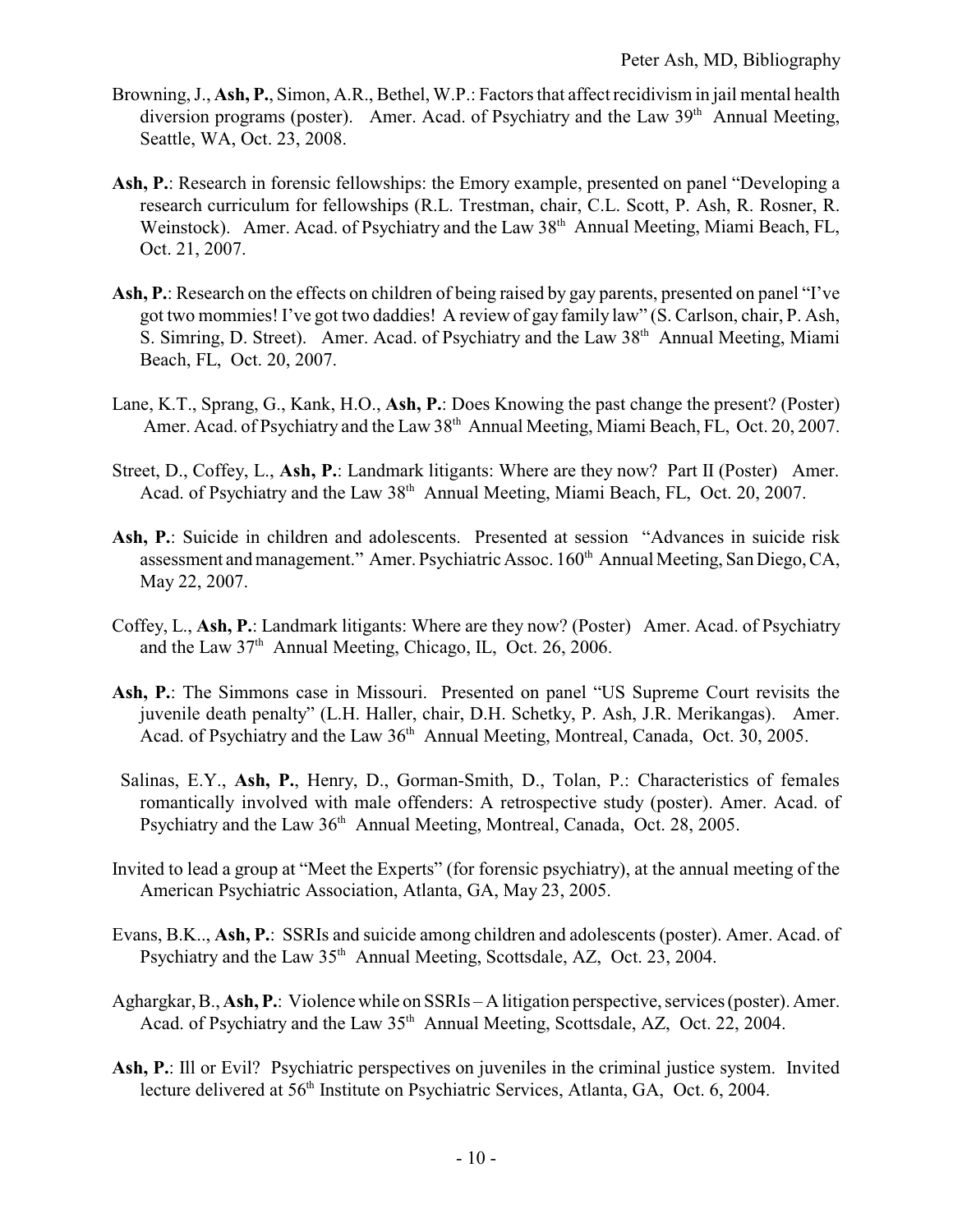Browning, J., **Ash, P.**, Simon, A.R., Bethel, W.P.: Factors that affect recidivism in jail mental health diversion programs (poster). Amer. Acad. of Psychiatry and the Law 39th Annual Meeting, Seattle, WA, Oct. 23, 2008.

**Ash, P.**: Research in forensic fellowships: the Emory example, presented on panel "Developing a research curriculum for fellowships (R.L. Trestman, chair, C.L. Scott, P. Ash, R. Rosner, R. Weinstock). Amer. Acad. of Psychiatry and the Law 38th Annual Meeting, Miami Beach, FL, Oct. 21, 2007.

**Ash, P.**: Research on the effects on children of being raised by gay parents, presented on panel "I've got two mommies! I've got two daddies! A review of gay family law" (S. Carlson, chair, P. Ash, S. Simring, D. Street). Amer. Acad. of Psychiatry and the Law 38th Annual Meeting, Miami Beach, FL, Oct. 20, 2007.

Lane, K.T., Sprang, G., Kank, H.O., **Ash, P.**: Does Knowing the past change the present? (Poster) Amer. Acad. of Psychiatry and the Law 38th Annual Meeting, Miami Beach, FL, Oct. 20, 2007.

Street, D., Coffey, L., **Ash, P.**: Landmark litigants: Where are they now? Part II (Poster) Amer. Acad. of Psychiatry and the Law 38th Annual Meeting, Miami Beach, FL, Oct. 20, 2007.

**Ash, P.**: Suicide in children and adolescents. Presented at session "Advances in suicide risk assessment and management." Amer. Psychiatric Assoc. 160th Annual Meeting, San Diego, CA, May 22, 2007.

Coffey, L., **Ash, P.**: Landmark litigants: Where are they now? (Poster) Amer. Acad. of Psychiatry and the Law 37th Annual Meeting, Chicago, IL, Oct. 26, 2006.

**Ash, P.**: The Simmons case in Missouri. Presented on panel "US Supreme Court revisits the juvenile death penalty" (L.H. Haller, chair, D.H. Schetky, P. Ash, J.R. Merikangas). Amer. Acad. of Psychiatry and the Law 36th Annual Meeting, Montreal, Canada, Oct. 30, 2005.

Salinas, E.Y., **Ash, P.**, Henry, D., Gorman-Smith, D., Tolan, P.: Characteristics of females romantically involved with male offenders: A retrospective study (poster). Amer. Acad. of Psychiatry and the Law 36th Annual Meeting, Montreal, Canada, Oct. 28, 2005.

Invited to lead a group at "Meet the Experts" (for forensic psychiatry), at the annual meeting of the American Psychiatric Association, Atlanta, GA, May 23, 2005.

Evans, B.K.., **Ash, P.**: SSRIs and suicide among children and adolescents (poster). Amer. Acad. of Psychiatry and the Law 35th Annual Meeting, Scottsdale, AZ, Oct. 23, 2004.

Aghargkar, B., **Ash, P.**: Violence while on SSRIs – A litigation perspective, services (poster). Amer. Acad. of Psychiatry and the Law 35th Annual Meeting, Scottsdale, AZ, Oct. 22, 2004.

**Ash, P.**: Ill or Evil? Psychiatric perspectives on juveniles in the criminal justice system. Invited lecture delivered at 56th Institute on Psychiatric Services, Atlanta, GA, Oct. 6, 2004.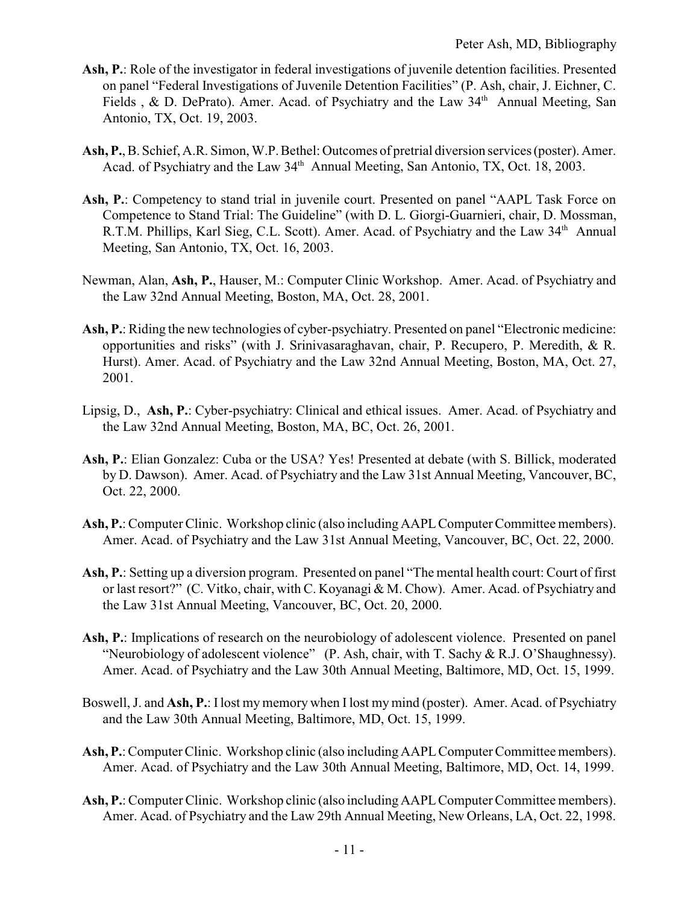**Ash, P.**: Role of the investigator in federal investigations of juvenile detention facilities. Presented on panel "Federal Investigations of Juvenile Detention Facilities" (P. Ash, chair, J. Eichner, C. Fields , & D. DePrato). Amer. Acad. of Psychiatry and the Law 34th Annual Meeting, San Antonio, TX, Oct. 19, 2003.

**Ash, P.**, B. Schief, A.R. Simon, W.P. Bethel: Outcomes of pretrial diversion services (poster). Amer. Acad. of Psychiatry and the Law 34th Annual Meeting, San Antonio, TX, Oct. 18, 2003.

**Ash, P.**: Competency to stand trial in juvenile court. Presented on panel "AAPL Task Force on Competence to Stand Trial: The Guideline" (with D. L. Giorgi-Guarnieri, chair, D. Mossman, R.T.M. Phillips, Karl Sieg, C.L. Scott). Amer. Acad. of Psychiatry and the Law 34th Annual Meeting, San Antonio, TX, Oct. 16, 2003.

Newman, Alan, **Ash, P.**, Hauser, M.: Computer Clinic Workshop. Amer. Acad. of Psychiatry and the Law 32nd Annual Meeting, Boston, MA, Oct. 28, 2001.

**Ash, P.**: Riding the new technologies of cyber-psychiatry. Presented on panel "Electronic medicine: opportunities and risks" (with J. Srinivasaraghavan, chair, P. Recupero, P. Meredith, & R. Hurst). Amer. Acad. of Psychiatry and the Law 32nd Annual Meeting, Boston, MA, Oct. 27, 2001.

Lipsig, D., **Ash, P.**: Cyber-psychiatry: Clinical and ethical issues. Amer. Acad. of Psychiatry and the Law 32nd Annual Meeting, Boston, MA, BC, Oct. 26, 2001.

**Ash, P.**: Elian Gonzalez: Cuba or the USA? Yes! Presented at debate (with S. Billick, moderated by D. Dawson). Amer. Acad. of Psychiatry and the Law 31st Annual Meeting, Vancouver, BC, Oct. 22, 2000.

**Ash, P.**: Computer Clinic. Workshop clinic (also including AAPL Computer Committee members). Amer. Acad. of Psychiatry and the Law 31st Annual Meeting, Vancouver, BC, Oct. 22, 2000.

**Ash, P.**: Setting up a diversion program. Presented on panel "The mental health court: Court of first or last resort?" (C. Vitko, chair, with C. Koyanagi & M. Chow). Amer. Acad. of Psychiatry and the Law 31st Annual Meeting, Vancouver, BC, Oct. 20, 2000.

**Ash, P.**: Implications of research on the neurobiology of adolescent violence. Presented on panel "Neurobiology of adolescent violence" (P. Ash, chair, with T. Sachy & R.J. O'Shaughnessy). Amer. Acad. of Psychiatry and the Law 30th Annual Meeting, Baltimore, MD, Oct. 15, 1999.

Boswell, J. and **Ash, P.**: I lost my memory when I lost my mind (poster). Amer. Acad. of Psychiatry and the Law 30th Annual Meeting, Baltimore, MD, Oct. 15, 1999.

**Ash, P.**: Computer Clinic. Workshop clinic (also including AAPL Computer Committee members). Amer. Acad. of Psychiatry and the Law 30th Annual Meeting, Baltimore, MD, Oct. 14, 1999.

**Ash, P.**: Computer Clinic. Workshop clinic (also including AAPL Computer Committee members). Amer. Acad. of Psychiatry and the Law 29th Annual Meeting, New Orleans, LA, Oct. 22, 1998.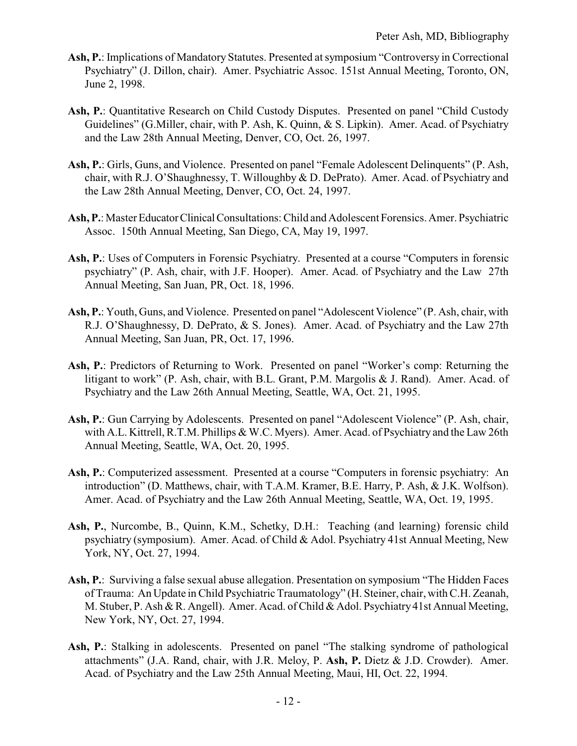**Ash, P.**: Implications of Mandatory Statutes. Presented at symposium “Controversy in Correctional Psychiatry” (J. Dillon, chair). Amer. Psychiatric Assoc. 151st Annual Meeting, Toronto, ON, June 2, 1998.

**Ash, P.**: Quantitative Research on Child Custody Disputes. Presented on panel “Child Custody Guidelines” (G.Miller, chair, with P. Ash, K. Quinn, & S. Lipkin). Amer. Acad. of Psychiatry and the Law 28th Annual Meeting, Denver, CO, Oct. 26, 1997.

**Ash, P.**: Girls, Guns, and Violence. Presented on panel “Female Adolescent Delinquents” (P. Ash, chair, with R.J. O’Shaughnessy, T. Willoughby & D. DePrato). Amer. Acad. of Psychiatry and the Law 28th Annual Meeting, Denver, CO, Oct. 24, 1997.

**Ash, P.**: Master Educator Clinical Consultations: Child and Adolescent Forensics. Amer. Psychiatric Assoc. 150th Annual Meeting, San Diego, CA, May 19, 1997.

**Ash, P.**: Uses of Computers in Forensic Psychiatry. Presented at a course “Computers in forensic psychiatry” (P. Ash, chair, with J.F. Hooper). Amer. Acad. of Psychiatry and the Law 27th Annual Meeting, San Juan, PR, Oct. 18, 1996.

**Ash, P.**: Youth, Guns, and Violence. Presented on panel “Adolescent Violence” (P. Ash, chair, with R.J. O’Shaughnessy, D. DePrato, & S. Jones). Amer. Acad. of Psychiatry and the Law 27th Annual Meeting, San Juan, PR, Oct. 17, 1996.

**Ash, P.**: Predictors of Returning to Work. Presented on panel “Worker’s comp: Returning the litigant to work” (P. Ash, chair, with B.L. Grant, P.M. Margolis & J. Rand). Amer. Acad. of Psychiatry and the Law 26th Annual Meeting, Seattle, WA, Oct. 21, 1995.

**Ash, P.**: Gun Carrying by Adolescents. Presented on panel “Adolescent Violence” (P. Ash, chair, with A.L. Kittrell, R.T.M. Phillips & W.C. Myers). Amer. Acad. of Psychiatry and the Law 26th Annual Meeting, Seattle, WA, Oct. 20, 1995.

**Ash, P.**: Computerized assessment. Presented at a course “Computers in forensic psychiatry: An introduction” (D. Matthews, chair, with T.A.M. Kramer, B.E. Harry, P. Ash, & J.K. Wolfson). Amer. Acad. of Psychiatry and the Law 26th Annual Meeting, Seattle, WA, Oct. 19, 1995.

**Ash, P.**, Nurcombe, B., Quinn, K.M., Schetky, D.H.: Teaching (and learning) forensic child psychiatry (symposium). Amer. Acad. of Child & Adol. Psychiatry 41st Annual Meeting, New York, NY, Oct. 27, 1994.

**Ash, P.**: Surviving a false sexual abuse allegation. Presentation on symposium “The Hidden Faces of Trauma: An Update in Child Psychiatric Traumatology” (H. Steiner, chair, with C.H. Zeanah, M. Stuber, P. Ash & R. Angell). Amer. Acad. of Child & Adol. Psychiatry 41st Annual Meeting, New York, NY, Oct. 27, 1994.

**Ash, P.**: Stalking in adolescents. Presented on panel “The stalking syndrome of pathological attachments” (J.A. Rand, chair, with J.R. Meloy, P. **Ash, P.** Dietz & J.D. Crowder). Amer. Acad. of Psychiatry and the Law 25th Annual Meeting, Maui, HI, Oct. 22, 1994.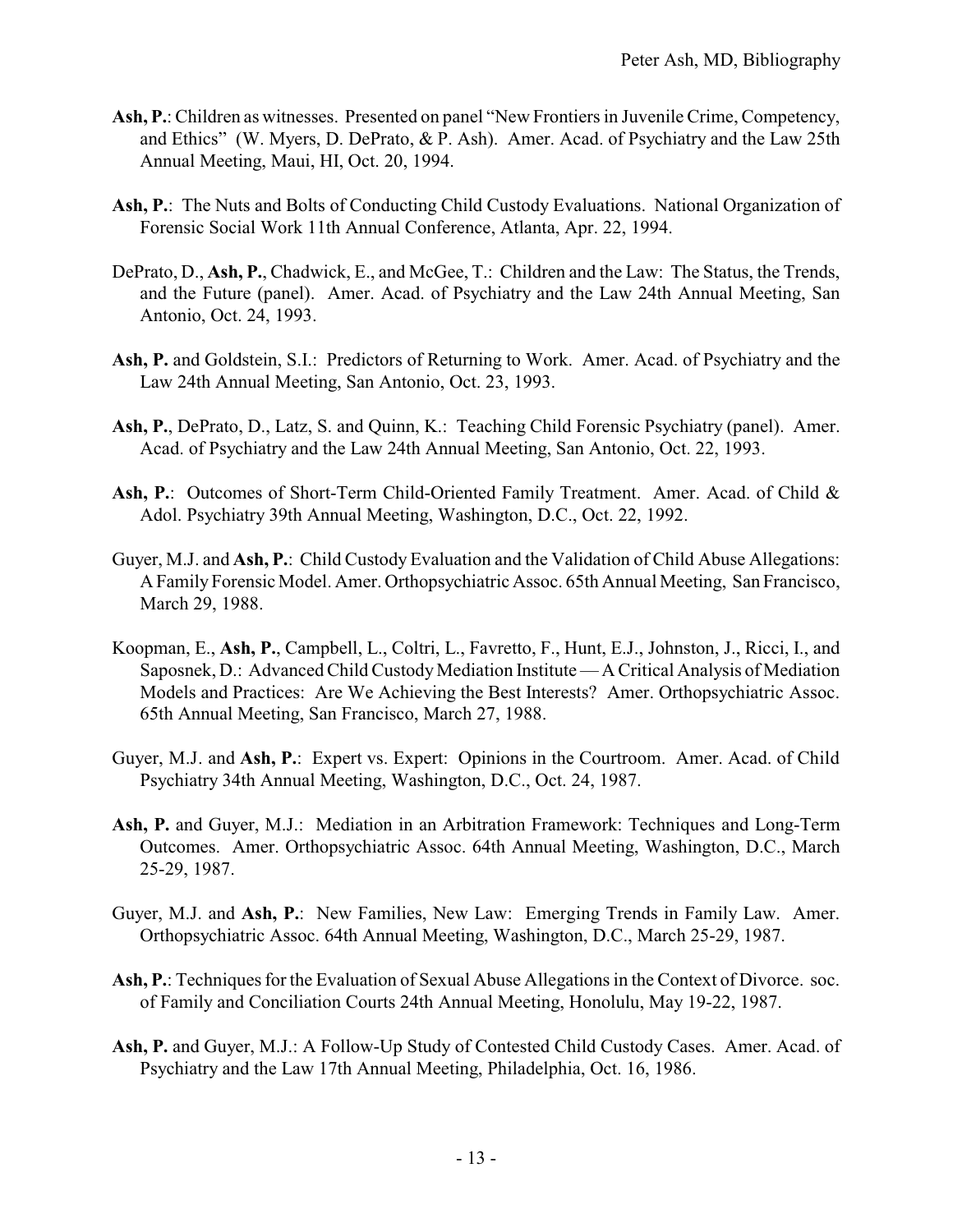**Ash, P.**: Children as witnesses. Presented on panel "New Frontiers in Juvenile Crime, Competency, and Ethics" (W. Myers, D. DePrato, & P. Ash). Amer. Acad. of Psychiatry and the Law 25th Annual Meeting, Maui, HI, Oct. 20, 1994.

**Ash, P.**: The Nuts and Bolts of Conducting Child Custody Evaluations. National Organization of Forensic Social Work 11th Annual Conference, Atlanta, Apr. 22, 1994.

DePrato, D., **Ash, P.**, Chadwick, E., and McGee, T.: Children and the Law: The Status, the Trends, and the Future (panel). Amer. Acad. of Psychiatry and the Law 24th Annual Meeting, San Antonio, Oct. 24, 1993.

**Ash, P.** and Goldstein, S.I.: Predictors of Returning to Work. Amer. Acad. of Psychiatry and the Law 24th Annual Meeting, San Antonio, Oct. 23, 1993.

**Ash, P.**, DePrato, D., Latz, S. and Quinn, K.: Teaching Child Forensic Psychiatry (panel). Amer. Acad. of Psychiatry and the Law 24th Annual Meeting, San Antonio, Oct. 22, 1993.

**Ash, P.**: Outcomes of Short-Term Child-Oriented Family Treatment. Amer. Acad. of Child & Adol. Psychiatry 39th Annual Meeting, Washington, D.C., Oct. 22, 1992.

Guyer, M.J. and **Ash, P.**: Child Custody Evaluation and the Validation of Child Abuse Allegations: A Family Forensic Model. Amer. Orthopsychiatric Assoc. 65th Annual Meeting, San Francisco, March 29, 1988.

Koopman, E., **Ash, P.**, Campbell, L., Coltri, L., Favretto, F., Hunt, E.J., Johnston, J., Ricci, I., and Saposnek, D.: Advanced Child Custody Mediation Institute — A Critical Analysis of Mediation Models and Practices: Are We Achieving the Best Interests? Amer. Orthopsychiatric Assoc. 65th Annual Meeting, San Francisco, March 27, 1988.

Guyer, M.J. and **Ash, P.**: Expert vs. Expert: Opinions in the Courtroom. Amer. Acad. of Child Psychiatry 34th Annual Meeting, Washington, D.C., Oct. 24, 1987.

**Ash, P.** and Guyer, M.J.: Mediation in an Arbitration Framework: Techniques and Long-Term Outcomes. Amer. Orthopsychiatric Assoc. 64th Annual Meeting, Washington, D.C., March 25-29, 1987.

Guyer, M.J. and **Ash, P.**: New Families, New Law: Emerging Trends in Family Law. Amer. Orthopsychiatric Assoc. 64th Annual Meeting, Washington, D.C., March 25-29, 1987.

**Ash, P.**: Techniques for the Evaluation of Sexual Abuse Allegations in the Context of Divorce. soc. of Family and Conciliation Courts 24th Annual Meeting, Honolulu, May 19-22, 1987.

**Ash, P.** and Guyer, M.J.: A Follow-Up Study of Contested Child Custody Cases. Amer. Acad. of Psychiatry and the Law 17th Annual Meeting, Philadelphia, Oct. 16, 1986.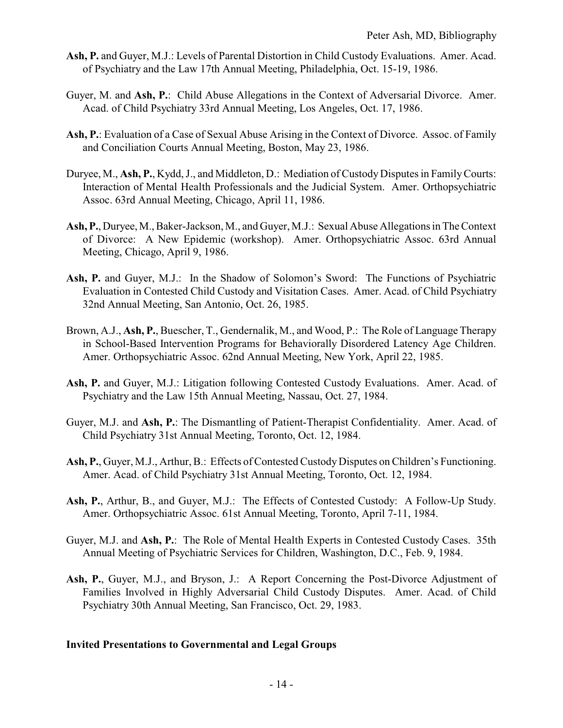**Ash, P.** and Guyer, M.J.: Levels of Parental Distortion in Child Custody Evaluations. Amer. Acad. of Psychiatry and the Law 17th Annual Meeting, Philadelphia, Oct. 15-19, 1986.

Guyer, M. and **Ash, P.**: Child Abuse Allegations in the Context of Adversarial Divorce. Amer. Acad. of Child Psychiatry 33rd Annual Meeting, Los Angeles, Oct. 17, 1986.

**Ash, P.**: Evaluation of a Case of Sexual Abuse Arising in the Context of Divorce. Assoc. of Family and Conciliation Courts Annual Meeting, Boston, May 23, 1986.

Duryee, M., **Ash, P.**, Kydd, J., and Middleton, D.: Mediation of Custody Disputes in Family Courts: Interaction of Mental Health Professionals and the Judicial System. Amer. Orthopsychiatric Assoc. 63rd Annual Meeting, Chicago, April 11, 1986.

**Ash, P.**, Duryee, M., Baker-Jackson, M., and Guyer, M.J.: Sexual Abuse Allegations in The Context of Divorce: A New Epidemic (workshop). Amer. Orthopsychiatric Assoc. 63rd Annual Meeting, Chicago, April 9, 1986.

**Ash, P.** and Guyer, M.J.: In the Shadow of Solomon's Sword: The Functions of Psychiatric Evaluation in Contested Child Custody and Visitation Cases. Amer. Acad. of Child Psychiatry 32nd Annual Meeting, San Antonio, Oct. 26, 1985.

Brown, A.J., **Ash, P.**, Buescher, T., Gendernalik, M., and Wood, P.: The Role of Language Therapy in School-Based Intervention Programs for Behaviorally Disordered Latency Age Children. Amer. Orthopsychiatric Assoc. 62nd Annual Meeting, New York, April 22, 1985.

**Ash, P.** and Guyer, M.J.: Litigation following Contested Custody Evaluations. Amer. Acad. of Psychiatry and the Law 15th Annual Meeting, Nassau, Oct. 27, 1984.

Guyer, M.J. and **Ash, P.**: The Dismantling of Patient-Therapist Confidentiality. Amer. Acad. of Child Psychiatry 31st Annual Meeting, Toronto, Oct. 12, 1984.

**Ash, P.**, Guyer, M.J., Arthur, B.: Effects of Contested Custody Disputes on Children's Functioning. Amer. Acad. of Child Psychiatry 31st Annual Meeting, Toronto, Oct. 12, 1984.

**Ash, P.**, Arthur, B., and Guyer, M.J.: The Effects of Contested Custody: A Follow-Up Study. Amer. Orthopsychiatric Assoc. 61st Annual Meeting, Toronto, April 7-11, 1984.

Guyer, M.J. and **Ash, P.**: The Role of Mental Health Experts in Contested Custody Cases. 35th Annual Meeting of Psychiatric Services for Children, Washington, D.C., Feb. 9, 1984.

**Ash, P.**, Guyer, M.J., and Bryson, J.: A Report Concerning the Post-Divorce Adjustment of Families Involved in Highly Adversarial Child Custody Disputes. Amer. Acad. of Child Psychiatry 30th Annual Meeting, San Francisco, Oct. 29, 1983.

**Invited Presentations to Governmental and Legal Groups**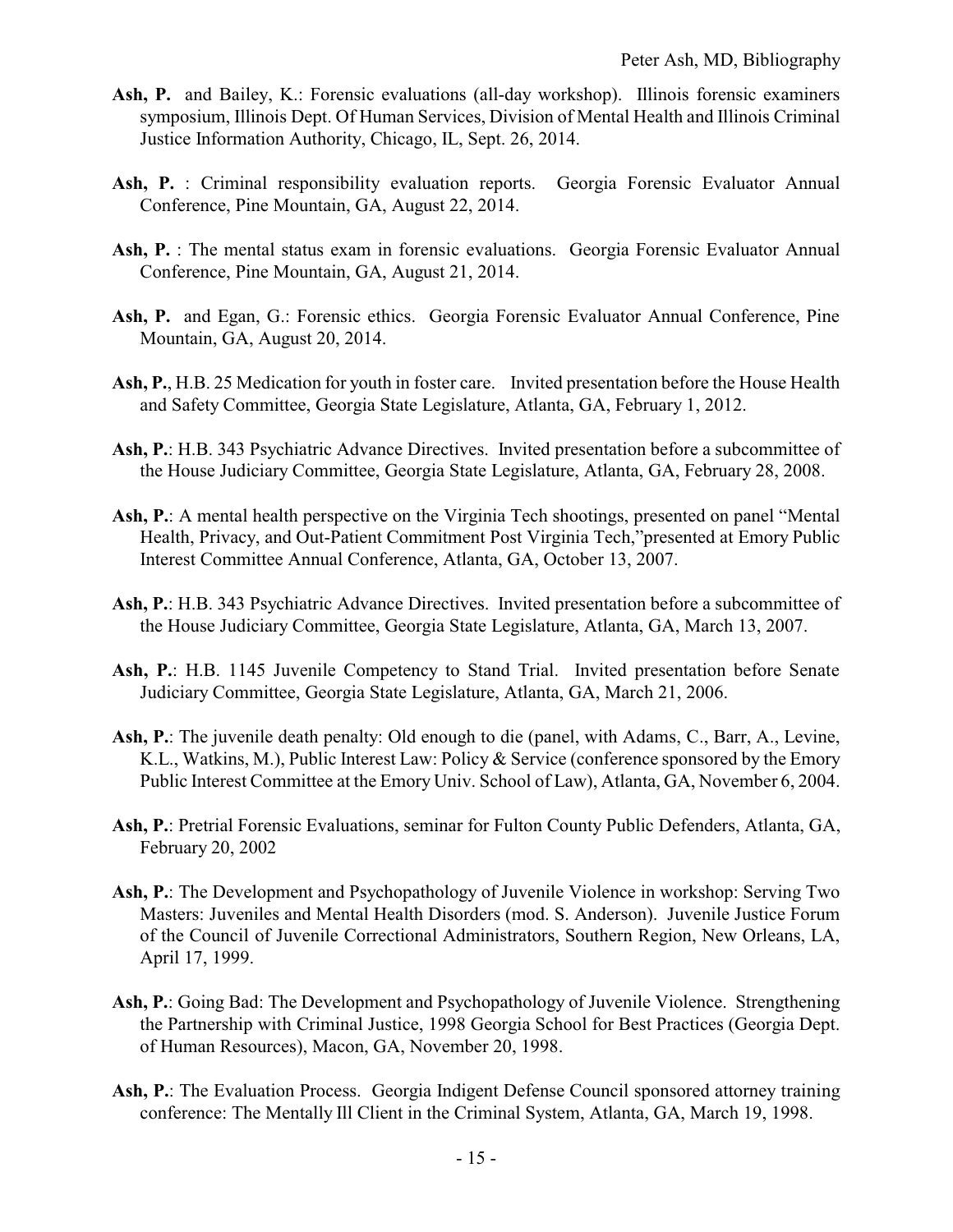**Ash, P.** and Bailey, K.: Forensic evaluations (all-day workshop). Illinois forensic examiners symposium, Illinois Dept. Of Human Services, Division of Mental Health and Illinois Criminal Justice Information Authority, Chicago, IL, Sept. 26, 2014.

**Ash, P.** : Criminal responsibility evaluation reports. Georgia Forensic Evaluator Annual Conference, Pine Mountain, GA, August 22, 2014.

**Ash, P.** : The mental status exam in forensic evaluations. Georgia Forensic Evaluator Annual Conference, Pine Mountain, GA, August 21, 2014.

**Ash, P.** and Egan, G.: Forensic ethics. Georgia Forensic Evaluator Annual Conference, Pine Mountain, GA, August 20, 2014.

**Ash, P.**, H.B. 25 Medication for youth in foster care. Invited presentation before the House Health and Safety Committee, Georgia State Legislature, Atlanta, GA, February 1, 2012.

**Ash, P.**: H.B. 343 Psychiatric Advance Directives. Invited presentation before a subcommittee of the House Judiciary Committee, Georgia State Legislature, Atlanta, GA, February 28, 2008.

**Ash, P.**: A mental health perspective on the Virginia Tech shootings, presented on panel "Mental Health, Privacy, and Out-Patient Commitment Post Virginia Tech,"presented at Emory Public Interest Committee Annual Conference, Atlanta, GA, October 13, 2007.

**Ash, P.**: H.B. 343 Psychiatric Advance Directives. Invited presentation before a subcommittee of the House Judiciary Committee, Georgia State Legislature, Atlanta, GA, March 13, 2007.

**Ash, P.**: H.B. 1145 Juvenile Competency to Stand Trial. Invited presentation before Senate Judiciary Committee, Georgia State Legislature, Atlanta, GA, March 21, 2006.

**Ash, P.**: The juvenile death penalty: Old enough to die (panel, with Adams, C., Barr, A., Levine, K.L., Watkins, M.), Public Interest Law: Policy & Service (conference sponsored by the Emory Public Interest Committee at the Emory Univ. School of Law), Atlanta, GA, November 6, 2004.

**Ash, P.**: Pretrial Forensic Evaluations, seminar for Fulton County Public Defenders, Atlanta, GA, February 20, 2002

**Ash, P.**: The Development and Psychopathology of Juvenile Violence in workshop: Serving Two Masters: Juveniles and Mental Health Disorders (mod. S. Anderson). Juvenile Justice Forum of the Council of Juvenile Correctional Administrators, Southern Region, New Orleans, LA, April 17, 1999.

**Ash, P.**: Going Bad: The Development and Psychopathology of Juvenile Violence. Strengthening the Partnership with Criminal Justice, 1998 Georgia School for Best Practices (Georgia Dept. of Human Resources), Macon, GA, November 20, 1998.

**Ash, P.**: The Evaluation Process. Georgia Indigent Defense Council sponsored attorney training conference: The Mentally Ill Client in the Criminal System, Atlanta, GA, March 19, 1998.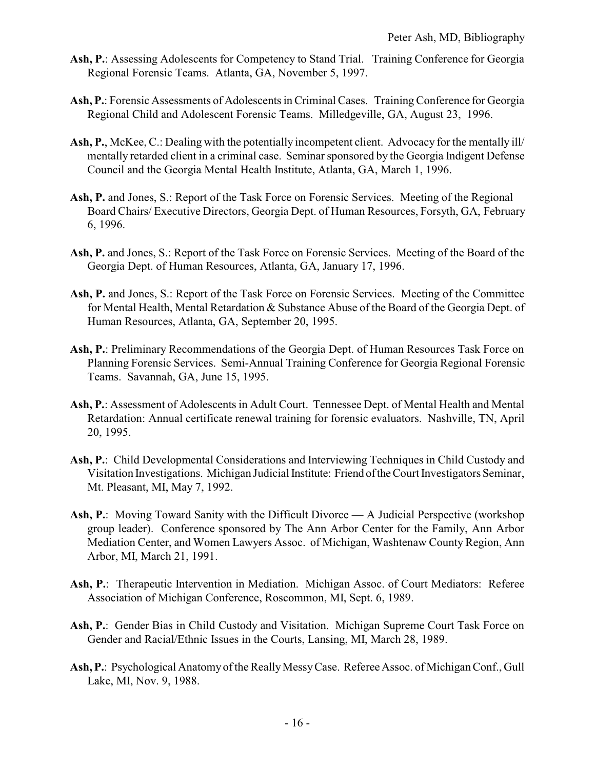**Ash, P.**: Assessing Adolescents for Competency to Stand Trial. Training Conference for Georgia Regional Forensic Teams. Atlanta, GA, November 5, 1997.

**Ash, P.**: Forensic Assessments of Adolescents in Criminal Cases. Training Conference for Georgia Regional Child and Adolescent Forensic Teams. Milledgeville, GA, August 23, 1996.

**Ash, P.**, McKee, C.: Dealing with the potentially incompetent client. Advocacy for the mentally ill/ mentally retarded client in a criminal case. Seminar sponsored by the Georgia Indigent Defense Council and the Georgia Mental Health Institute, Atlanta, GA, March 1, 1996.

**Ash, P.** and Jones, S.: Report of the Task Force on Forensic Services. Meeting of the Regional Board Chairs/ Executive Directors, Georgia Dept. of Human Resources, Forsyth, GA, February 6, 1996.

**Ash, P.** and Jones, S.: Report of the Task Force on Forensic Services. Meeting of the Board of the Georgia Dept. of Human Resources, Atlanta, GA, January 17, 1996.

**Ash, P.** and Jones, S.: Report of the Task Force on Forensic Services. Meeting of the Committee for Mental Health, Mental Retardation & Substance Abuse of the Board of the Georgia Dept. of Human Resources, Atlanta, GA, September 20, 1995.

**Ash, P.**: Preliminary Recommendations of the Georgia Dept. of Human Resources Task Force on Planning Forensic Services. Semi-Annual Training Conference for Georgia Regional Forensic Teams. Savannah, GA, June 15, 1995.

**Ash, P.**: Assessment of Adolescents in Adult Court. Tennessee Dept. of Mental Health and Mental Retardation: Annual certificate renewal training for forensic evaluators. Nashville, TN, April 20, 1995.

**Ash, P.**: Child Developmental Considerations and Interviewing Techniques in Child Custody and Visitation Investigations. Michigan Judicial Institute: Friend of the Court Investigators Seminar, Mt. Pleasant, MI, May 7, 1992.

**Ash, P.**: Moving Toward Sanity with the Difficult Divorce — A Judicial Perspective (workshop group leader). Conference sponsored by The Ann Arbor Center for the Family, Ann Arbor Mediation Center, and Women Lawyers Assoc. of Michigan, Washtenaw County Region, Ann Arbor, MI, March 21, 1991.

**Ash, P.**: Therapeutic Intervention in Mediation. Michigan Assoc. of Court Mediators: Referee Association of Michigan Conference, Roscommon, MI, Sept. 6, 1989.

**Ash, P.**: Gender Bias in Child Custody and Visitation. Michigan Supreme Court Task Force on Gender and Racial/Ethnic Issues in the Courts, Lansing, MI, March 28, 1989.

**Ash, P.**: Psychological Anatomy of the Really Messy Case. Referee Assoc. of Michigan Conf., Gull Lake, MI, Nov. 9, 1988.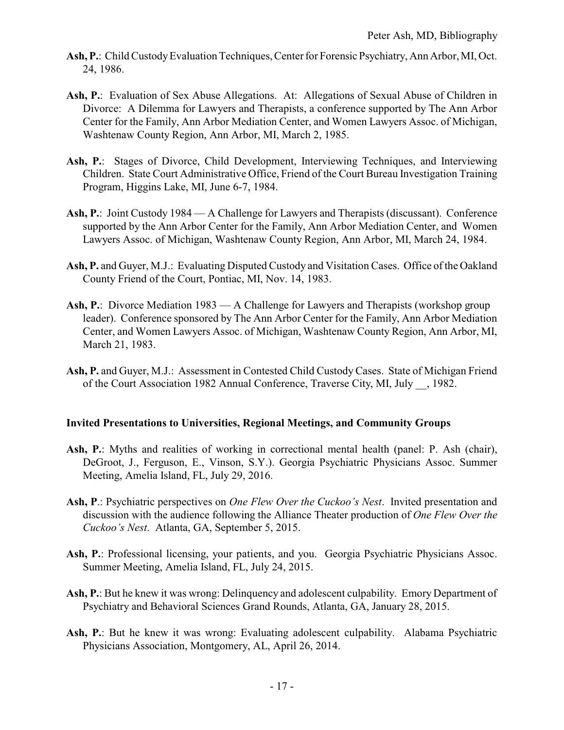**Ash, P.**: Child Custody Evaluation Techniques, Center for Forensic Psychiatry, Ann Arbor, MI, Oct. 24, 1986.

**Ash, P.**: Evaluation of Sex Abuse Allegations. At: Allegations of Sexual Abuse of Children in Divorce: A Dilemma for Lawyers and Therapists, a conference supported by The Ann Arbor Center for the Family, Ann Arbor Mediation Center, and Women Lawyers Assoc. of Michigan, Washtenaw County Region, Ann Arbor, MI, March 2, 1985.

**Ash, P.**: Stages of Divorce, Child Development, Interviewing Techniques, and Interviewing Children. State Court Administrative Office, Friend of the Court Bureau Investigation Training Program, Higgins Lake, MI, June 6-7, 1984.

**Ash, P.**: Joint Custody 1984 — A Challenge for Lawyers and Therapists (discussant). Conference supported by the Ann Arbor Center for the Family, Ann Arbor Mediation Center, and Women Lawyers Assoc. of Michigan, Washtenaw County Region, Ann Arbor, MI, March 24, 1984.

**Ash, P.** and Guyer, M.J.: Evaluating Disputed Custody and Visitation Cases. Office of the Oakland County Friend of the Court, Pontiac, MI, Nov. 14, 1983.

**Ash, P.**: Divorce Mediation 1983 — A Challenge for Lawyers and Therapists (workshop group leader). Conference sponsored by The Ann Arbor Center for the Family, Ann Arbor Mediation Center, and Women Lawyers Assoc. of Michigan, Washtenaw County Region, Ann Arbor, MI, March 21, 1983.

**Ash, P.** and Guyer, M.J.: Assessment in Contested Child Custody Cases. State of Michigan Friend of the Court Association 1982 Annual Conference, Traverse City, MI, July __, 1982.

### Invited Presentations to Universities, Regional Meetings, and Community Groups

**Ash, P.**: Myths and realities of working in correctional mental health (panel: P. Ash (chair), DeGroot, J., Ferguson, E., Vinson, S.Y.). Georgia Psychiatric Physicians Assoc. Summer Meeting, Amelia Island, FL, July 29, 2016.

**Ash, P**.: Psychiatric perspectives on *One Flew Over the Cuckoo's Nest*. Invited presentation and discussion with the audience following the Alliance Theater production of *One Flew Over the Cuckoo's Nest*. Atlanta, GA, September 5, 2015.

**Ash, P.**: Professional licensing, your patients, and you. Georgia Psychiatric Physicians Assoc. Summer Meeting, Amelia Island, FL, July 24, 2015.

**Ash, P.**: But he knew it was wrong: Delinquency and adolescent culpability. Emory Department of Psychiatry and Behavioral Sciences Grand Rounds, Atlanta, GA, January 28, 2015.

**Ash, P.**: But he knew it was wrong: Evaluating adolescent culpability. Alabama Psychiatric Physicians Association, Montgomery, AL, April 26, 2014.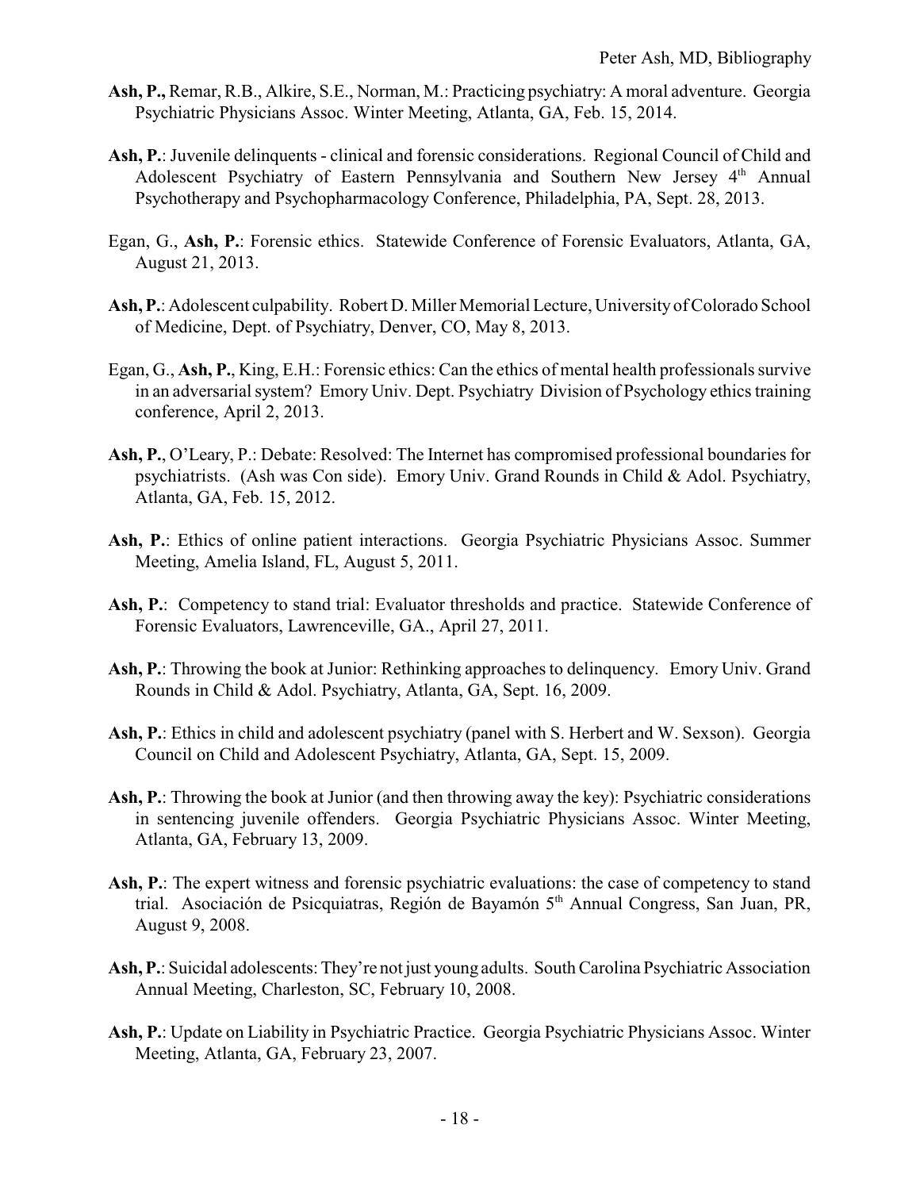**Ash, P.,** Remar, R.B., Alkire, S.E., Norman, M.: Practicing psychiatry: A moral adventure. Georgia Psychiatric Physicians Assoc. Winter Meeting, Atlanta, GA, Feb. 15, 2014.

**Ash, P.**: Juvenile delinquents - clinical and forensic considerations. Regional Council of Child and Adolescent Psychiatry of Eastern Pennsylvania and Southern New Jersey 4[th] Annual Psychotherapy and Psychopharmacology Conference, Philadelphia, PA, Sept. 28, 2013.

Egan, G., **Ash, P.**: Forensic ethics. Statewide Conference of Forensic Evaluators, Atlanta, GA, August 21, 2013.

**Ash, P.**: Adolescent culpability. Robert D. Miller Memorial Lecture, University of Colorado School of Medicine, Dept. of Psychiatry, Denver, CO, May 8, 2013.

Egan, G., **Ash, P.**, King, E.H.: Forensic ethics: Can the ethics of mental health professionals survive in an adversarial system? Emory Univ. Dept. Psychiatry Division of Psychology ethics training conference, April 2, 2013.

**Ash, P.**, O'Leary, P.: Debate: Resolved: The Internet has compromised professional boundaries for psychiatrists. (Ash was Con side). Emory Univ. Grand Rounds in Child & Adol. Psychiatry, Atlanta, GA, Feb. 15, 2012.

**Ash, P.**: Ethics of online patient interactions. Georgia Psychiatric Physicians Assoc. Summer Meeting, Amelia Island, FL, August 5, 2011.

**Ash, P.**: Competency to stand trial: Evaluator thresholds and practice. Statewide Conference of Forensic Evaluators, Lawrenceville, GA., April 27, 2011.

**Ash, P.**: Throwing the book at Junior: Rethinking approaches to delinquency. Emory Univ. Grand Rounds in Child & Adol. Psychiatry, Atlanta, GA, Sept. 16, 2009.

**Ash, P.**: Ethics in child and adolescent psychiatry (panel with S. Herbert and W. Sexson). Georgia Council on Child and Adolescent Psychiatry, Atlanta, GA, Sept. 15, 2009.

**Ash, P.**: Throwing the book at Junior (and then throwing away the key): Psychiatric considerations in sentencing juvenile offenders. Georgia Psychiatric Physicians Assoc. Winter Meeting, Atlanta, GA, February 13, 2009.

**Ash, P.**: The expert witness and forensic psychiatric evaluations: the case of competency to stand trial. Asociación de Psicquiatras, Región de Bayamón 5[th] Annual Congress, San Juan, PR, August 9, 2008.

**Ash, P.**: Suicidal adolescents: They're not just young adults. South Carolina Psychiatric Association Annual Meeting, Charleston, SC, February 10, 2008.

**Ash, P.**: Update on Liability in Psychiatric Practice. Georgia Psychiatric Physicians Assoc. Winter Meeting, Atlanta, GA, February 23, 2007.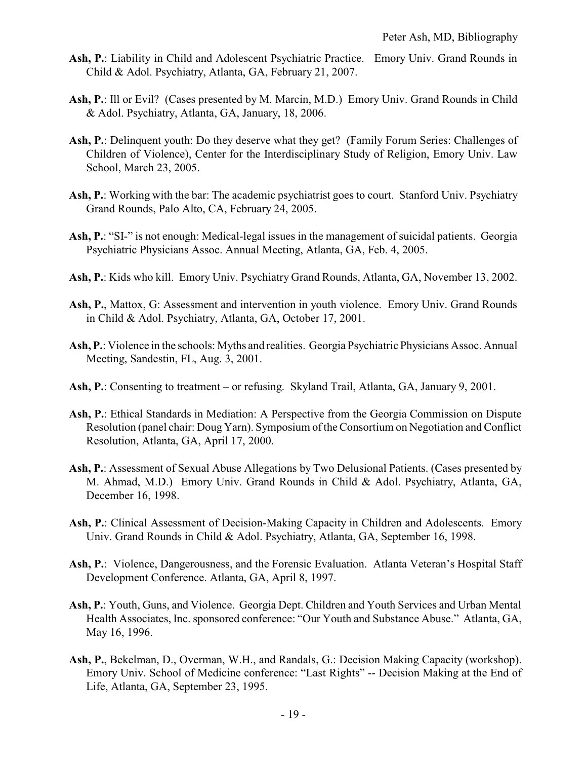**Ash, P.**: Liability in Child and Adolescent Psychiatric Practice. Emory Univ. Grand Rounds in Child & Adol. Psychiatry, Atlanta, GA, February 21, 2007.

**Ash, P.**: Ill or Evil? (Cases presented by M. Marcin, M.D.) Emory Univ. Grand Rounds in Child & Adol. Psychiatry, Atlanta, GA, January, 18, 2006.

**Ash, P.**: Delinquent youth: Do they deserve what they get? (Family Forum Series: Challenges of Children of Violence), Center for the Interdisciplinary Study of Religion, Emory Univ. Law School, March 23, 2005.

**Ash, P.**: Working with the bar: The academic psychiatrist goes to court. Stanford Univ. Psychiatry Grand Rounds, Palo Alto, CA, February 24, 2005.

**Ash, P.**: "SI-" is not enough: Medical-legal issues in the management of suicidal patients. Georgia Psychiatric Physicians Assoc. Annual Meeting, Atlanta, GA, Feb. 4, 2005.

**Ash, P.**: Kids who kill. Emory Univ. Psychiatry Grand Rounds, Atlanta, GA, November 13, 2002.

**Ash, P.**, Mattox, G: Assessment and intervention in youth violence. Emory Univ. Grand Rounds in Child & Adol. Psychiatry, Atlanta, GA, October 17, 2001.

**Ash, P.**: Violence in the schools: Myths and realities. Georgia Psychiatric Physicians Assoc. Annual Meeting, Sandestin, FL, Aug. 3, 2001.

**Ash, P.**: Consenting to treatment – or refusing. Skyland Trail, Atlanta, GA, January 9, 2001.

**Ash, P.**: Ethical Standards in Mediation: A Perspective from the Georgia Commission on Dispute Resolution (panel chair: Doug Yarn). Symposium of the Consortium on Negotiation and Conflict Resolution, Atlanta, GA, April 17, 2000.

**Ash, P.**: Assessment of Sexual Abuse Allegations by Two Delusional Patients. (Cases presented by M. Ahmad, M.D.) Emory Univ. Grand Rounds in Child & Adol. Psychiatry, Atlanta, GA, December 16, 1998.

**Ash, P.**: Clinical Assessment of Decision-Making Capacity in Children and Adolescents. Emory Univ. Grand Rounds in Child & Adol. Psychiatry, Atlanta, GA, September 16, 1998.

**Ash, P.**: Violence, Dangerousness, and the Forensic Evaluation. Atlanta Veteran's Hospital Staff Development Conference. Atlanta, GA, April 8, 1997.

**Ash, P.**: Youth, Guns, and Violence. Georgia Dept. Children and Youth Services and Urban Mental Health Associates, Inc. sponsored conference: "Our Youth and Substance Abuse." Atlanta, GA, May 16, 1996.

**Ash, P.**, Bekelman, D., Overman, W.H., and Randals, G.: Decision Making Capacity (workshop). Emory Univ. School of Medicine conference: "Last Rights" -- Decision Making at the End of Life, Atlanta, GA, September 23, 1995.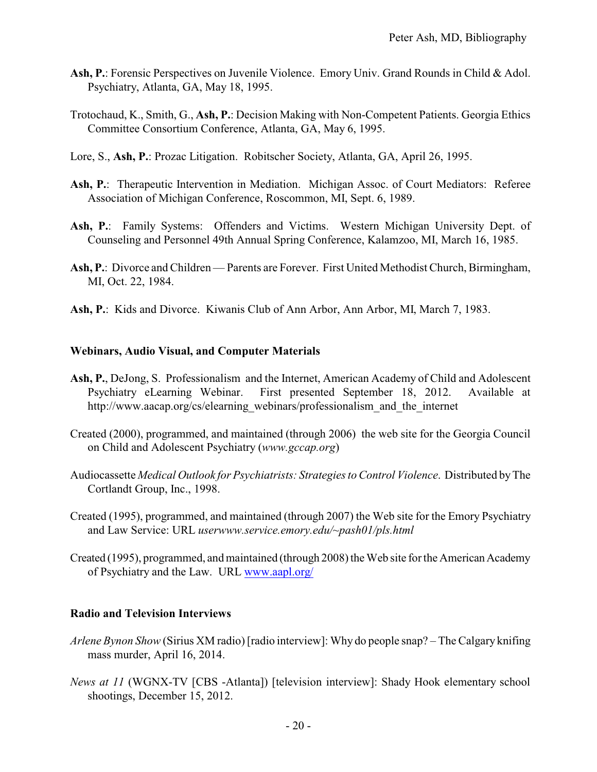**Ash, P.**: Forensic Perspectives on Juvenile Violence. Emory Univ. Grand Rounds in Child & Adol. Psychiatry, Atlanta, GA, May 18, 1995.

Trotochaud, K., Smith, G., **Ash, P.**: Decision Making with Non-Competent Patients. Georgia Ethics Committee Consortium Conference, Atlanta, GA, May 6, 1995.

Lore, S., **Ash, P.**: Prozac Litigation. Robitscher Society, Atlanta, GA, April 26, 1995.

**Ash, P.**: Therapeutic Intervention in Mediation. Michigan Assoc. of Court Mediators: Referee Association of Michigan Conference, Roscommon, MI, Sept. 6, 1989.

**Ash, P.**: Family Systems: Offenders and Victims. Western Michigan University Dept. of Counseling and Personnel 49th Annual Spring Conference, Kalamzoo, MI, March 16, 1985.

**Ash, P.**: Divorce and Children — Parents are Forever. First United Methodist Church, Birmingham, MI, Oct. 22, 1984.

**Ash, P.**: Kids and Divorce. Kiwanis Club of Ann Arbor, Ann Arbor, MI, March 7, 1983.

### Webinars, Audio Visual, and Computer Materials

**Ash, P.**, DeJong, S. Professionalism and the Internet, American Academy of Child and Adolescent Psychiatry eLearning Webinar. First presented September 18, 2012. Available at http://www.aacap.org/cs/elearning_webinars/professionalism_and_the_internet

Created (2000), programmed, and maintained (through 2006) the web site for the Georgia Council on Child and Adolescent Psychiatry (*www.gccap.org*)

Audiocassette *Medical Outlook for Psychiatrists: Strategies to Control Violence*. Distributed by The Cortlandt Group, Inc., 1998.

Created (1995), programmed, and maintained (through 2007) the Web site for the Emory Psychiatry and Law Service: URL *userwww.service.emory.edu/~pash01/pls.html*

Created (1995), programmed, and maintained (through 2008) the Web site for the American Academy of Psychiatry and the Law. URL www.aapl.org/

### Radio and Television Interviews

*Arlene Bynon Show* (Sirius XM radio) [radio interview]: Why do people snap? – The Calgary knifing mass murder, April 16, 2014.

*News at 11* (WGNX-TV [CBS -Atlanta]) [television interview]: Shady Hook elementary school shootings, December 15, 2012.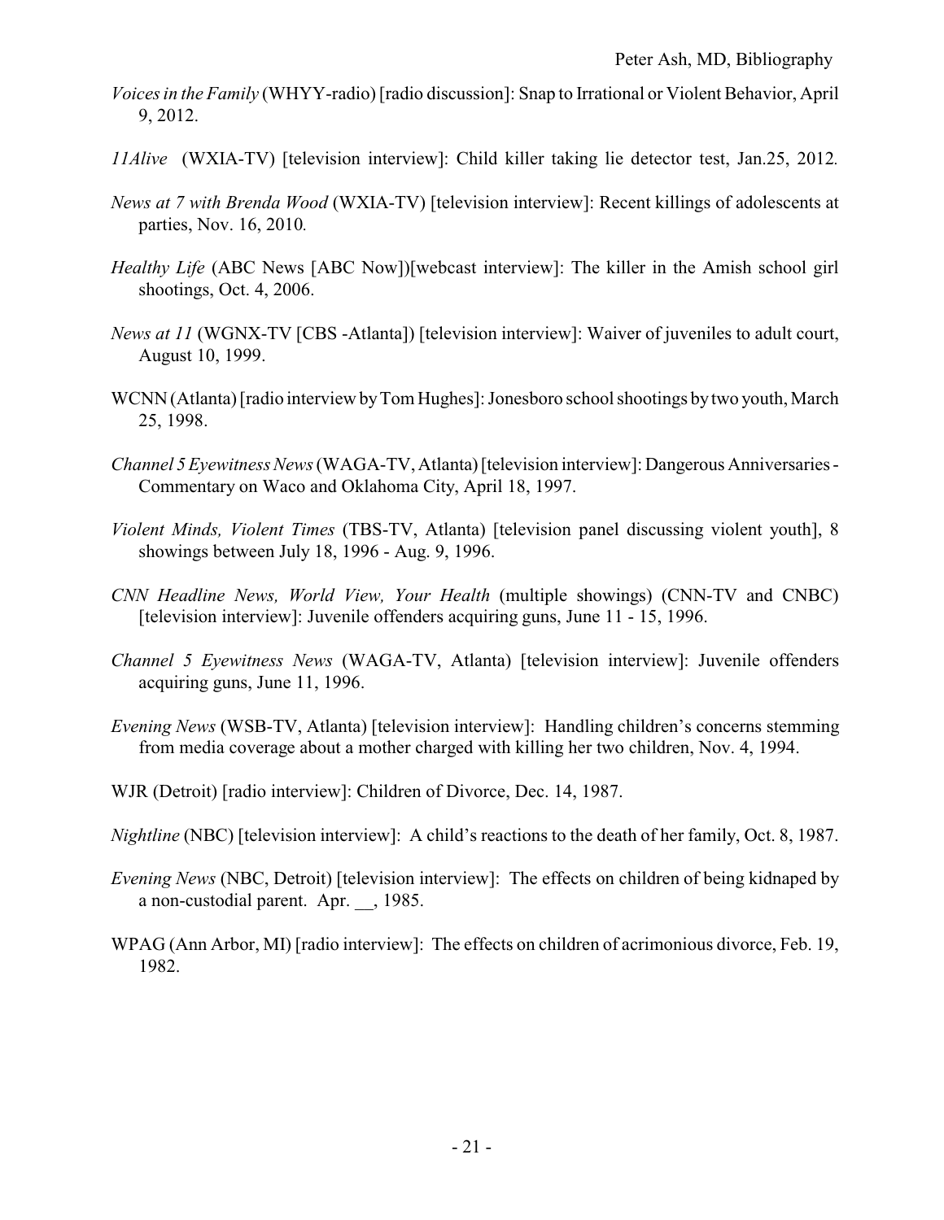*Voices in the Family* (WHYY-radio) [radio discussion]: Snap to Irrational or Violent Behavior, April 9, 2012.

*11Alive* (WXIA-TV) [television interview]: Child killer taking lie detector test, Jan.25, 2012.

*News at 7 with Brenda Wood* (WXIA-TV) [television interview]: Recent killings of adolescents at parties, Nov. 16, 2010.

*Healthy Life* (ABC News [ABC Now])[webcast interview]: The killer in the Amish school girl shootings, Oct. 4, 2006.

*News at 11* (WGNX-TV [CBS -Atlanta]) [television interview]: Waiver of juveniles to adult court, August 10, 1999.

WCNN (Atlanta) [radio interview by Tom Hughes]: Jonesboro school shootings by two youth, March 25, 1998.

*Channel 5 Eyewitness News* (WAGA-TV, Atlanta) [television interview]: Dangerous Anniversaries - Commentary on Waco and Oklahoma City, April 18, 1997.

*Violent Minds, Violent Times* (TBS-TV, Atlanta) [television panel discussing violent youth], 8 showings between July 18, 1996 - Aug. 9, 1996.

*CNN Headline News, World View, Your Health* (multiple showings) (CNN-TV and CNBC) [television interview]: Juvenile offenders acquiring guns, June 11 - 15, 1996.

*Channel 5 Eyewitness News* (WAGA-TV, Atlanta) [television interview]: Juvenile offenders acquiring guns, June 11, 1996.

*Evening News* (WSB-TV, Atlanta) [television interview]: Handling children's concerns stemming from media coverage about a mother charged with killing her two children, Nov. 4, 1994.

WJR (Detroit) [radio interview]: Children of Divorce, Dec. 14, 1987.

*Nightline* (NBC) [television interview]: A child's reactions to the death of her family, Oct. 8, 1987.

*Evening News* (NBC, Detroit) [television interview]: The effects on children of being kidnaped by a non-custodial parent. Apr. __, 1985.

WPAG (Ann Arbor, MI) [radio interview]: The effects on children of acrimonious divorce, Feb. 19, 1982.